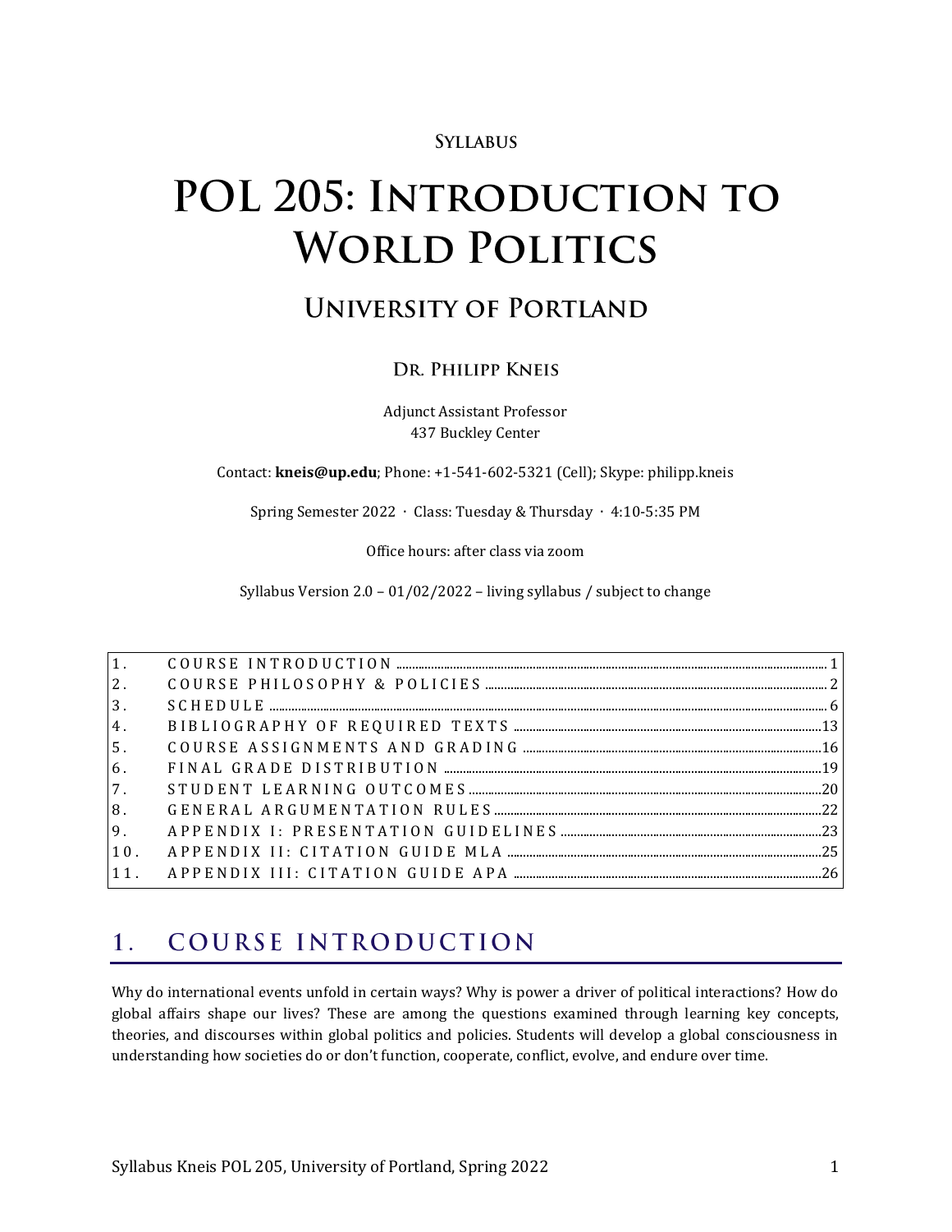**Syllabus**

# POL 205: Introduction to World Politics

## University of Portland

### Dr. Philipp Kneis

Adjunct Assistant Professor
437 Buckley Center

Contact: **kneis@up.edu**; Phone: +1-541-602-5321 (Cell); Skype: philipp.kneis

Spring Semester 2022 · Class: Tuesday & Thursday · 4:10-5:35 PM

Office hours: after class via zoom

Syllabus Version 2.0 – 01/02/2022 – living syllabus / subject to change

| | | |
|---|---|---|
| 1. | COURSE INTRODUCTION | 1 |
| 2. | COURSE PHILOSOPHY & POLICIES | 2 |
| 3. | SCHEDULE | 6 |
| 4. | BIBLIOGRAPHY OF REQUIRED TEXTS | 13 |
| 5. | COURSE ASSIGNMENTS AND GRADING | 16 |
| 6. | FINAL GRADE DISTRIBUTION | 19 |
| 7. | STUDENT LEARNING OUTCOMES | 20 |
| 8. | GENERAL ARGUMENTATION RULES | 22 |
| 9. | APPENDIX I: PRESENTATION GUIDELINES | 23 |
| 10. | APPENDIX II: CITATION GUIDE MLA | 25 |
| 11. | APPENDIX III: CITATION GUIDE APA | 26 |

## 1. COURSE INTRODUCTION

Why do international events unfold in certain ways? Why is power a driver of political interactions? How do global affairs shape our lives? These are among the questions examined through learning key concepts, theories, and discourses within global politics and policies. Students will develop a global consciousness in understanding how societies do or don't function, cooperate, conflict, evolve, and endure over time.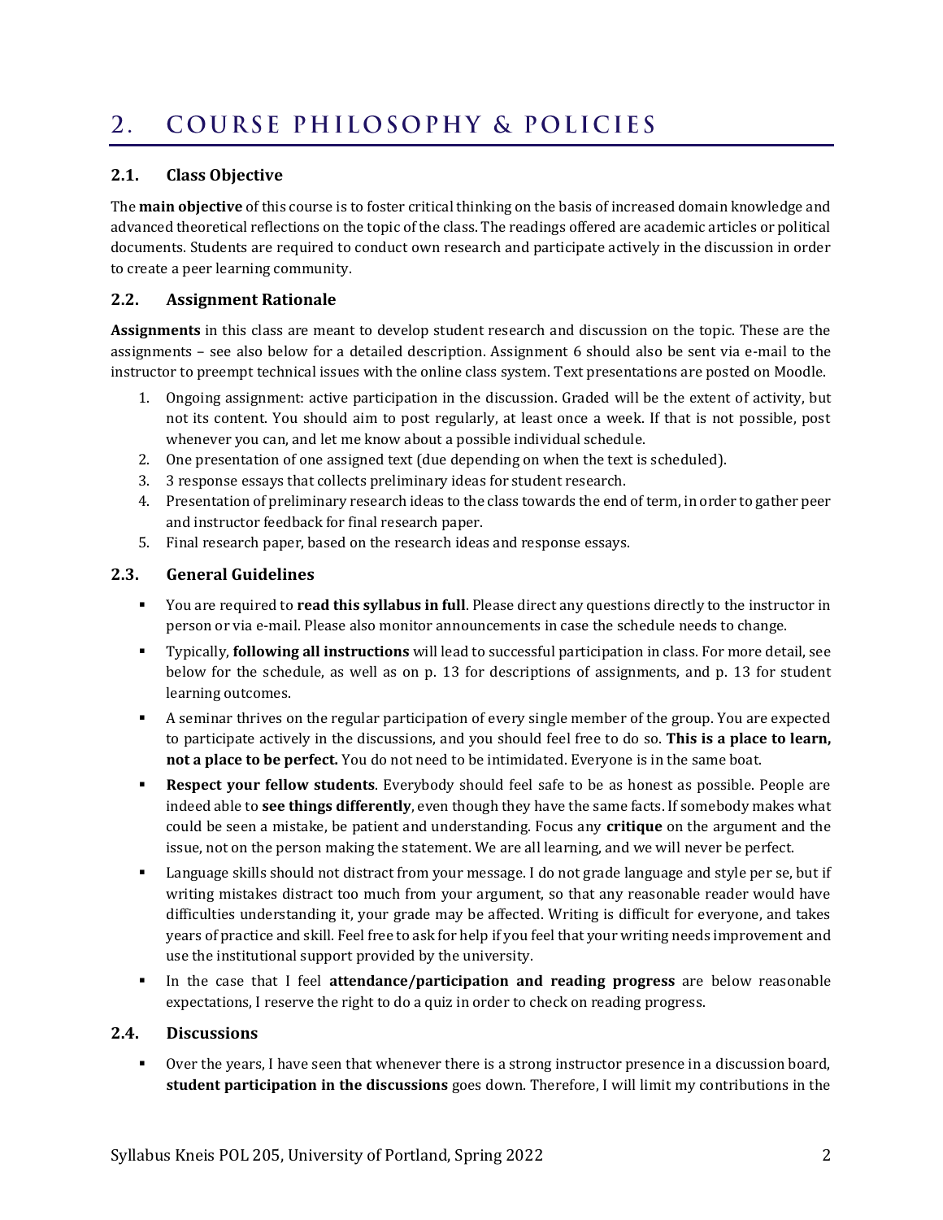# 2. COURSE PHILOSOPHY & POLICIES

## 2.1. Class Objective

The **main objective** of this course is to foster critical thinking on the basis of increased domain knowledge and advanced theoretical reflections on the topic of the class. The readings offered are academic articles or political documents. Students are required to conduct own research and participate actively in the discussion in order to create a peer learning community.

## 2.2. Assignment Rationale

**Assignments** in this class are meant to develop student research and discussion on the topic. These are the assignments – see also below for a detailed description. Assignment 6 should also be sent via e-mail to the instructor to preempt technical issues with the online class system. Text presentations are posted on Moodle.

1. Ongoing assignment: active participation in the discussion. Graded will be the extent of activity, but not its content. You should aim to post regularly, at least once a week. If that is not possible, post whenever you can, and let me know about a possible individual schedule.
2. One presentation of one assigned text (due depending on when the text is scheduled).
3. 3 response essays that collects preliminary ideas for student research.
4. Presentation of preliminary research ideas to the class towards the end of term, in order to gather peer and instructor feedback for final research paper.
5. Final research paper, based on the research ideas and response essays.

## 2.3. General Guidelines

- You are required to **read this syllabus in full**. Please direct any questions directly to the instructor in person or via e-mail. Please also monitor announcements in case the schedule needs to change.
- Typically, **following all instructions** will lead to successful participation in class. For more detail, see below for the schedule, as well as on p. 13 for descriptions of assignments, and p. 13 for student learning outcomes.
- A seminar thrives on the regular participation of every single member of the group. You are expected to participate actively in the discussions, and you should feel free to do so. **This is a place to learn, not a place to be perfect.** You do not need to be intimidated. Everyone is in the same boat.
- **Respect your fellow students**. Everybody should feel safe to be as honest as possible. People are indeed able to **see things differently**, even though they have the same facts. If somebody makes what could be seen a mistake, be patient and understanding. Focus any **critique** on the argument and the issue, not on the person making the statement. We are all learning, and we will never be perfect.
- Language skills should not distract from your message. I do not grade language and style per se, but if writing mistakes distract too much from your argument, so that any reasonable reader would have difficulties understanding it, your grade may be affected. Writing is difficult for everyone, and takes years of practice and skill. Feel free to ask for help if you feel that your writing needs improvement and use the institutional support provided by the university.
- In the case that I feel **attendance/participation and reading progress** are below reasonable expectations, I reserve the right to do a quiz in order to check on reading progress.

## 2.4. Discussions

- Over the years, I have seen that whenever there is a strong instructor presence in a discussion board, **student participation in the discussions** goes down. Therefore, I will limit my contributions in the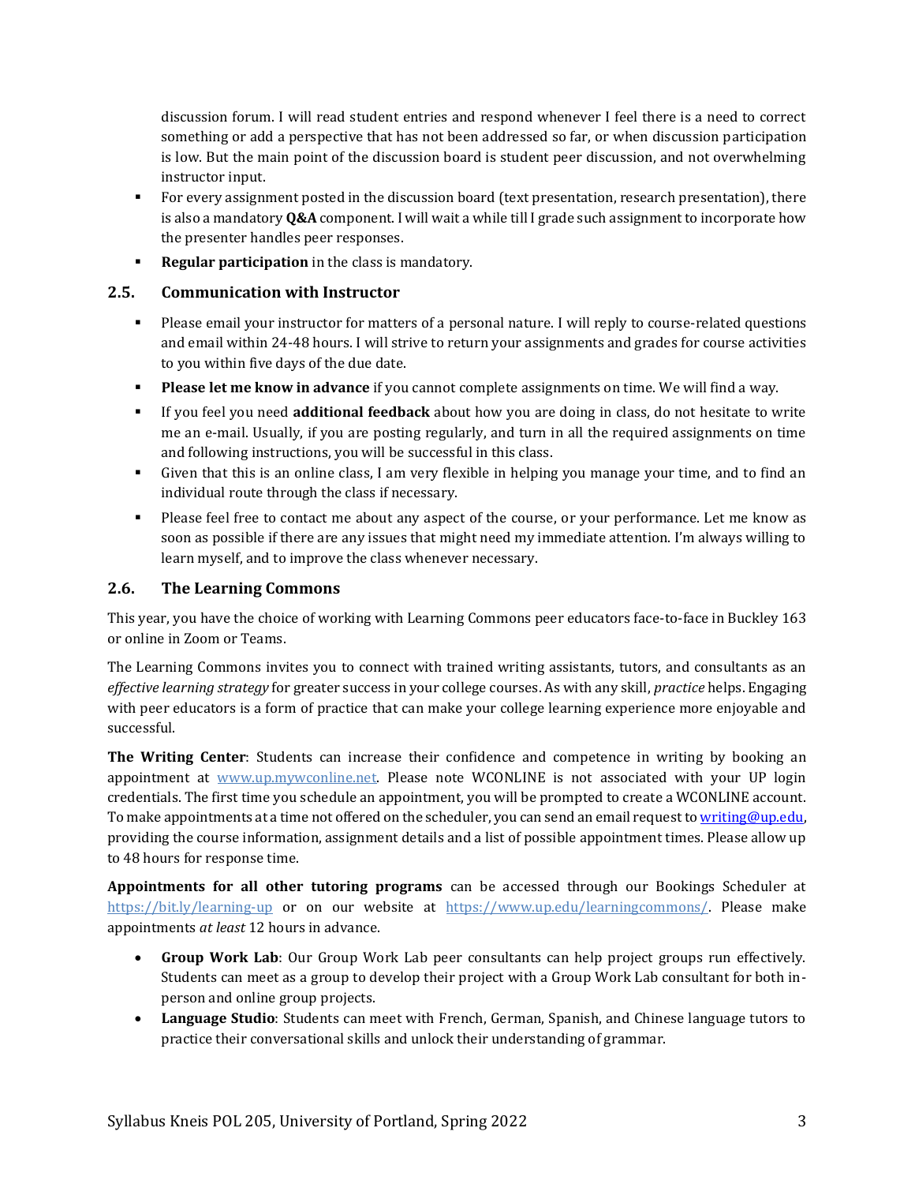discussion forum. I will read student entries and respond whenever I feel there is a need to correct something or add a perspective that has not been addressed so far, or when discussion participation is low. But the main point of the discussion board is student peer discussion, and not overwhelming instructor input.

- For every assignment posted in the discussion board (text presentation, research presentation), there is also a mandatory **Q&A** component. I will wait a while till I grade such assignment to incorporate how the presenter handles peer responses.
- **Regular participation** in the class is mandatory.

### 2.5. Communication with Instructor

- Please email your instructor for matters of a personal nature. I will reply to course-related questions and email within 24-48 hours. I will strive to return your assignments and grades for course activities to you within five days of the due date.
- **Please let me know in advance** if you cannot complete assignments on time. We will find a way.
- If you feel you need **additional feedback** about how you are doing in class, do not hesitate to write me an e-mail. Usually, if you are posting regularly, and turn in all the required assignments on time and following instructions, you will be successful in this class.
- Given that this is an online class, I am very flexible in helping you manage your time, and to find an individual route through the class if necessary.
- Please feel free to contact me about any aspect of the course, or your performance. Let me know as soon as possible if there are any issues that might need my immediate attention. I'm always willing to learn myself, and to improve the class whenever necessary.

### 2.6. The Learning Commons

This year, you have the choice of working with Learning Commons peer educators face-to-face in Buckley 163 or online in Zoom or Teams.

The Learning Commons invites you to connect with trained writing assistants, tutors, and consultants as an *effective learning strategy* for greater success in your college courses. As with any skill, *practice* helps. Engaging with peer educators is a form of practice that can make your college learning experience more enjoyable and successful.

**The Writing Center**: Students can increase their confidence and competence in writing by booking an appointment at www.up.mywconline.net. Please note WCONLINE is not associated with your UP login credentials. The first time you schedule an appointment, you will be prompted to create a WCONLINE account. To make appointments at a time not offered on the scheduler, you can send an email request to writing@up.edu, providing the course information, assignment details and a list of possible appointment times. Please allow up to 48 hours for response time.

**Appointments for all other tutoring programs** can be accessed through our Bookings Scheduler at https://bit.ly/learning-up or on our website at https://www.up.edu/learningcommons/. Please make appointments *at least* 12 hours in advance.

- **Group Work Lab**: Our Group Work Lab peer consultants can help project groups run effectively. Students can meet as a group to develop their project with a Group Work Lab consultant for both in-person and online group projects.
- **Language Studio**: Students can meet with French, German, Spanish, and Chinese language tutors to practice their conversational skills and unlock their understanding of grammar.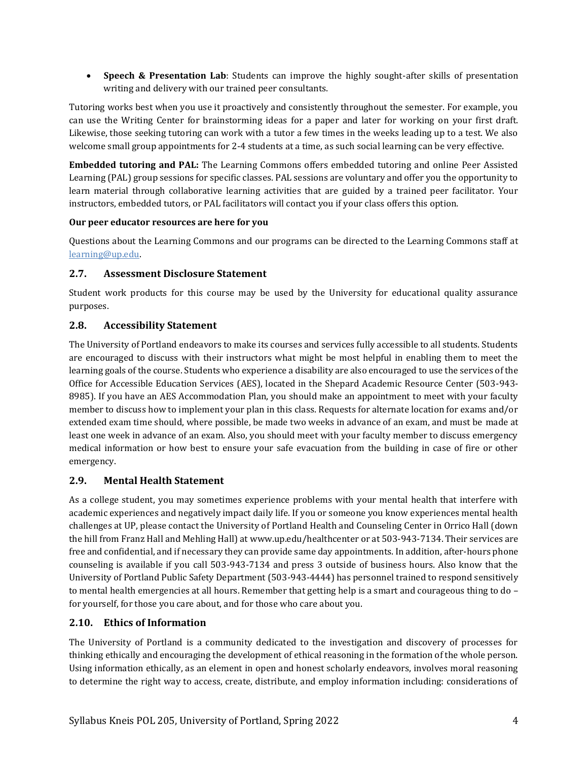- **Speech & Presentation Lab**: Students can improve the highly sought-after skills of presentation writing and delivery with our trained peer consultants.

Tutoring works best when you use it proactively and consistently throughout the semester. For example, you can use the Writing Center for brainstorming ideas for a paper and later for working on your first draft. Likewise, those seeking tutoring can work with a tutor a few times in the weeks leading up to a test. We also welcome small group appointments for 2-4 students at a time, as such social learning can be very effective.

**Embedded tutoring and PAL:** The Learning Commons offers embedded tutoring and online Peer Assisted Learning (PAL) group sessions for specific classes. PAL sessions are voluntary and offer you the opportunity to learn material through collaborative learning activities that are guided by a trained peer facilitator. Your instructors, embedded tutors, or PAL facilitators will contact you if your class offers this option.

**Our peer educator resources are here for you**

Questions about the Learning Commons and our programs can be directed to the Learning Commons staff at learning@up.edu.

## 2.7. Assessment Disclosure Statement

Student work products for this course may be used by the University for educational quality assurance purposes.

## 2.8. Accessibility Statement

The University of Portland endeavors to make its courses and services fully accessible to all students. Students are encouraged to discuss with their instructors what might be most helpful in enabling them to meet the learning goals of the course. Students who experience a disability are also encouraged to use the services of the Office for Accessible Education Services (AES), located in the Shepard Academic Resource Center (503-943-8985). If you have an AES Accommodation Plan, you should make an appointment to meet with your faculty member to discuss how to implement your plan in this class. Requests for alternate location for exams and/or extended exam time should, where possible, be made two weeks in advance of an exam, and must be made at least one week in advance of an exam. Also, you should meet with your faculty member to discuss emergency medical information or how best to ensure your safe evacuation from the building in case of fire or other emergency.

## 2.9. Mental Health Statement

As a college student, you may sometimes experience problems with your mental health that interfere with academic experiences and negatively impact daily life. If you or someone you know experiences mental health challenges at UP, please contact the University of Portland Health and Counseling Center in Orrico Hall (down the hill from Franz Hall and Mehling Hall) at www.up.edu/healthcenter or at 503-943-7134. Their services are free and confidential, and if necessary they can provide same day appointments. In addition, after-hours phone counseling is available if you call 503-943-7134 and press 3 outside of business hours. Also know that the University of Portland Public Safety Department (503-943-4444) has personnel trained to respond sensitively to mental health emergencies at all hours. Remember that getting help is a smart and courageous thing to do – for yourself, for those you care about, and for those who care about you.

## 2.10. Ethics of Information

The University of Portland is a community dedicated to the investigation and discovery of processes for thinking ethically and encouraging the development of ethical reasoning in the formation of the whole person. Using information ethically, as an element in open and honest scholarly endeavors, involves moral reasoning to determine the right way to access, create, distribute, and employ information including: considerations of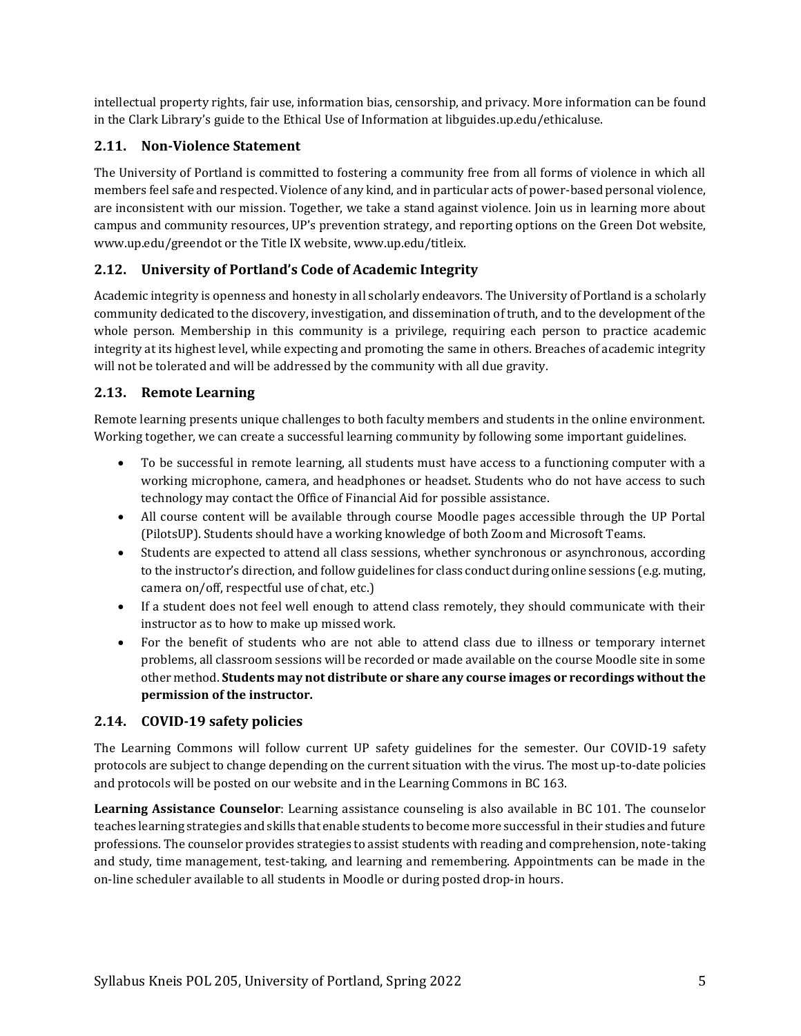intellectual property rights, fair use, information bias, censorship, and privacy. More information can be found in the Clark Library's guide to the Ethical Use of Information at libguides.up.edu/ethicaluse.

### 2.11. Non-Violence Statement

The University of Portland is committed to fostering a community free from all forms of violence in which all members feel safe and respected. Violence of any kind, and in particular acts of power-based personal violence, are inconsistent with our mission. Together, we take a stand against violence. Join us in learning more about campus and community resources, UP's prevention strategy, and reporting options on the Green Dot website, www.up.edu/greendot or the Title IX website, www.up.edu/titleix.

### 2.12. University of Portland's Code of Academic Integrity

Academic integrity is openness and honesty in all scholarly endeavors. The University of Portland is a scholarly community dedicated to the discovery, investigation, and dissemination of truth, and to the development of the whole person. Membership in this community is a privilege, requiring each person to practice academic integrity at its highest level, while expecting and promoting the same in others. Breaches of academic integrity will not be tolerated and will be addressed by the community with all due gravity.

### 2.13. Remote Learning

Remote learning presents unique challenges to both faculty members and students in the online environment. Working together, we can create a successful learning community by following some important guidelines.

- To be successful in remote learning, all students must have access to a functioning computer with a working microphone, camera, and headphones or headset. Students who do not have access to such technology may contact the Office of Financial Aid for possible assistance.
- All course content will be available through course Moodle pages accessible through the UP Portal (PilotsUP). Students should have a working knowledge of both Zoom and Microsoft Teams.
- Students are expected to attend all class sessions, whether synchronous or asynchronous, according to the instructor's direction, and follow guidelines for class conduct during online sessions (e.g. muting, camera on/off, respectful use of chat, etc.)
- If a student does not feel well enough to attend class remotely, they should communicate with their instructor as to how to make up missed work.
- For the benefit of students who are not able to attend class due to illness or temporary internet problems, all classroom sessions will be recorded or made available on the course Moodle site in some other method. **Students may not distribute or share any course images or recordings without the permission of the instructor.**

### 2.14. COVID-19 safety policies

The Learning Commons will follow current UP safety guidelines for the semester. Our COVID-19 safety protocols are subject to change depending on the current situation with the virus. The most up-to-date policies and protocols will be posted on our website and in the Learning Commons in BC 163.

**Learning Assistance Counselor**: Learning assistance counseling is also available in BC 101. The counselor teaches learning strategies and skills that enable students to become more successful in their studies and future professions. The counselor provides strategies to assist students with reading and comprehension, note-taking and study, time management, test-taking, and learning and remembering. Appointments can be made in the on-line scheduler available to all students in Moodle or during posted drop-in hours.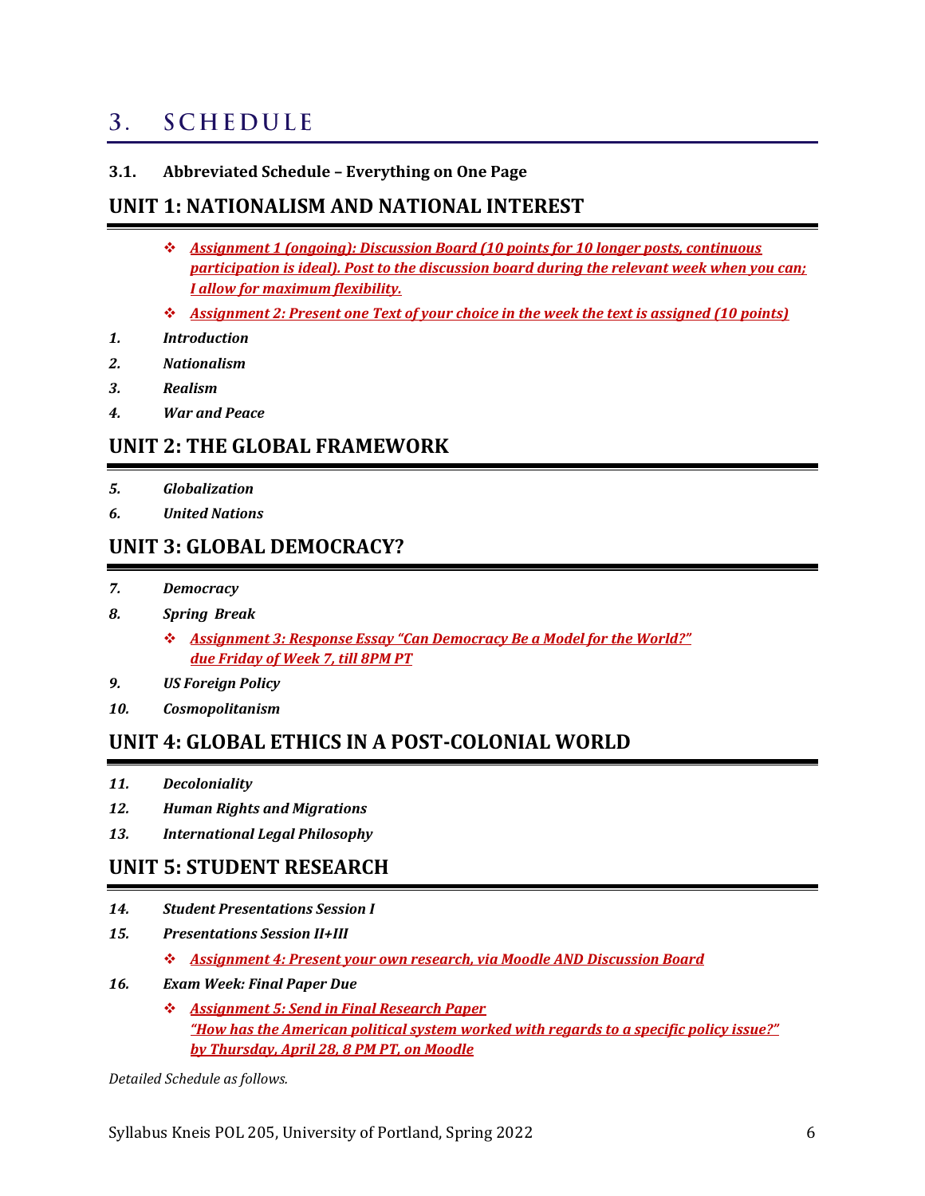# 3. SCHEDULE

### 3.1. Abbreviated Schedule – Everything on One Page

## UNIT 1: NATIONALISM AND NATIONAL INTEREST

- ***Assignment 1 (ongoing): Discussion Board (10 points for 10 longer posts, continuous participation is ideal). Post to the discussion board during the relevant week when you can; I allow for maximum flexibility.***
- ***Assignment 2: Present one Text of your choice in the week the text is assigned (10 points)***

1. ***Introduction***
2. ***Nationalism***
3. ***Realism***
4. ***War and Peace***

## UNIT 2: THE GLOBAL FRAMEWORK

5. ***Globalization***
6. ***United Nations***

## UNIT 3: GLOBAL DEMOCRACY?

7. ***Democracy***
8. ***Spring Break***
   - ***Assignment 3: Response Essay "Can Democracy Be a Model for the World?" due Friday of Week 7, till 8PM PT***
9. ***US Foreign Policy***
10. ***Cosmopolitanism***

## UNIT 4: GLOBAL ETHICS IN A POST-COLONIAL WORLD

11. ***Decoloniality***
12. ***Human Rights and Migrations***
13. ***International Legal Philosophy***

## UNIT 5: STUDENT RESEARCH

14. ***Student Presentations Session I***
15. ***Presentations Session II+III***
    - ***Assignment 4: Present your own research, via Moodle AND Discussion Board***
16. ***Exam Week: Final Paper Due***
    - ***Assignment 5: Send in Final Research Paper "How has the American political system worked with regards to a specific policy issue?" by Thursday, April 28, 8 PM PT, on Moodle***

*Detailed Schedule as follows.*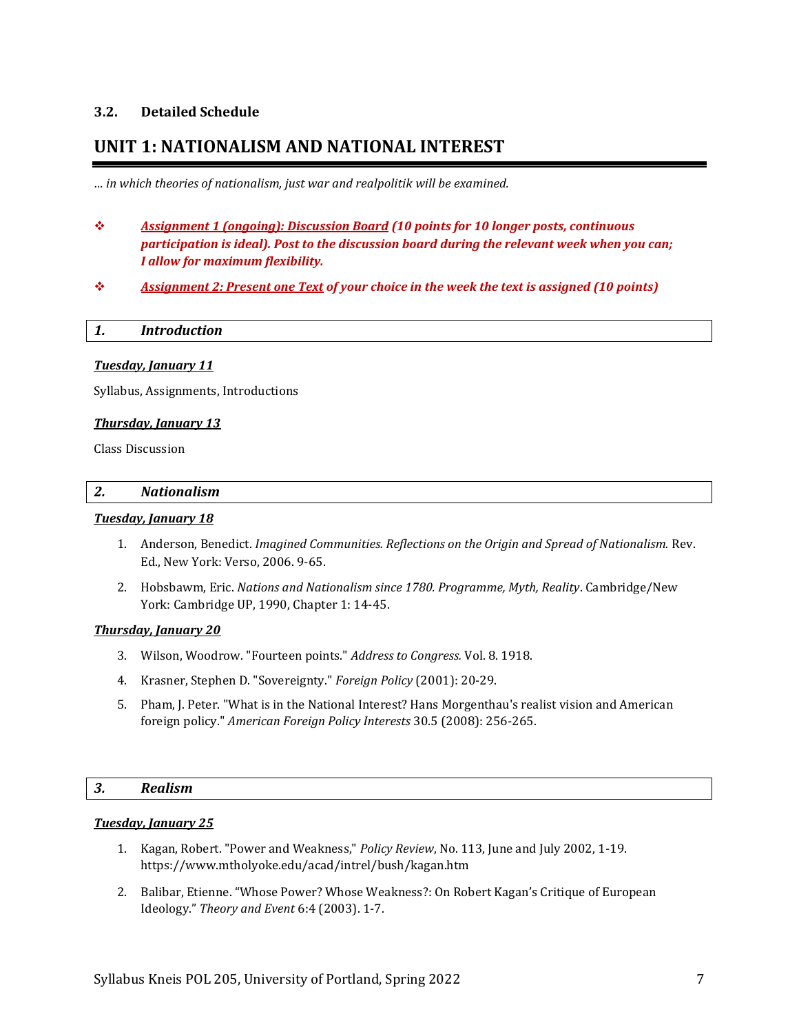### 3.2. Detailed Schedule

## UNIT 1: NATIONALISM AND NATIONAL INTEREST

*… in which theories of nationalism, just war and realpolitik will be examined.*

- ***Assignment 1 (ongoing): Discussion Board** (10 points for 10 longer posts, continuous participation is ideal). Post to the discussion board during the relevant week when you can; I allow for maximum flexibility.*
- ***Assignment 2: Present one Text** of your choice in the week the text is assigned (10 points)*

### *1. Introduction*

***Tuesday, January 11***

Syllabus, Assignments, Introductions

***Thursday, January 13***

Class Discussion

### *2. Nationalism*

***Tuesday, January 18***

1. Anderson, Benedict. *Imagined Communities. Reflections on the Origin and Spread of Nationalism.* Rev. Ed., New York: Verso, 2006. 9-65.
2. Hobsbawm, Eric. *Nations and Nationalism since 1780. Programme, Myth, Reality*. Cambridge/New York: Cambridge UP, 1990, Chapter 1: 14-45.

***Thursday, January 20***

3. Wilson, Woodrow. "Fourteen points." *Address to Congress.* Vol. 8. 1918.
4. Krasner, Stephen D. "Sovereignty." *Foreign Policy* (2001): 20-29.
5. Pham, J. Peter. "What is in the National Interest? Hans Morgenthau's realist vision and American foreign policy." *American Foreign Policy Interests* 30.5 (2008): 256-265.

### *3. Realism*

***Tuesday, January 25***

1. Kagan, Robert. "Power and Weakness," *Policy Review*, No. 113, June and July 2002, 1-19. https://www.mtholyoke.edu/acad/intrel/bush/kagan.htm
2. Balibar, Etienne. "Whose Power? Whose Weakness?: On Robert Kagan's Critique of European Ideology." *Theory and Event* 6:4 (2003). 1-7.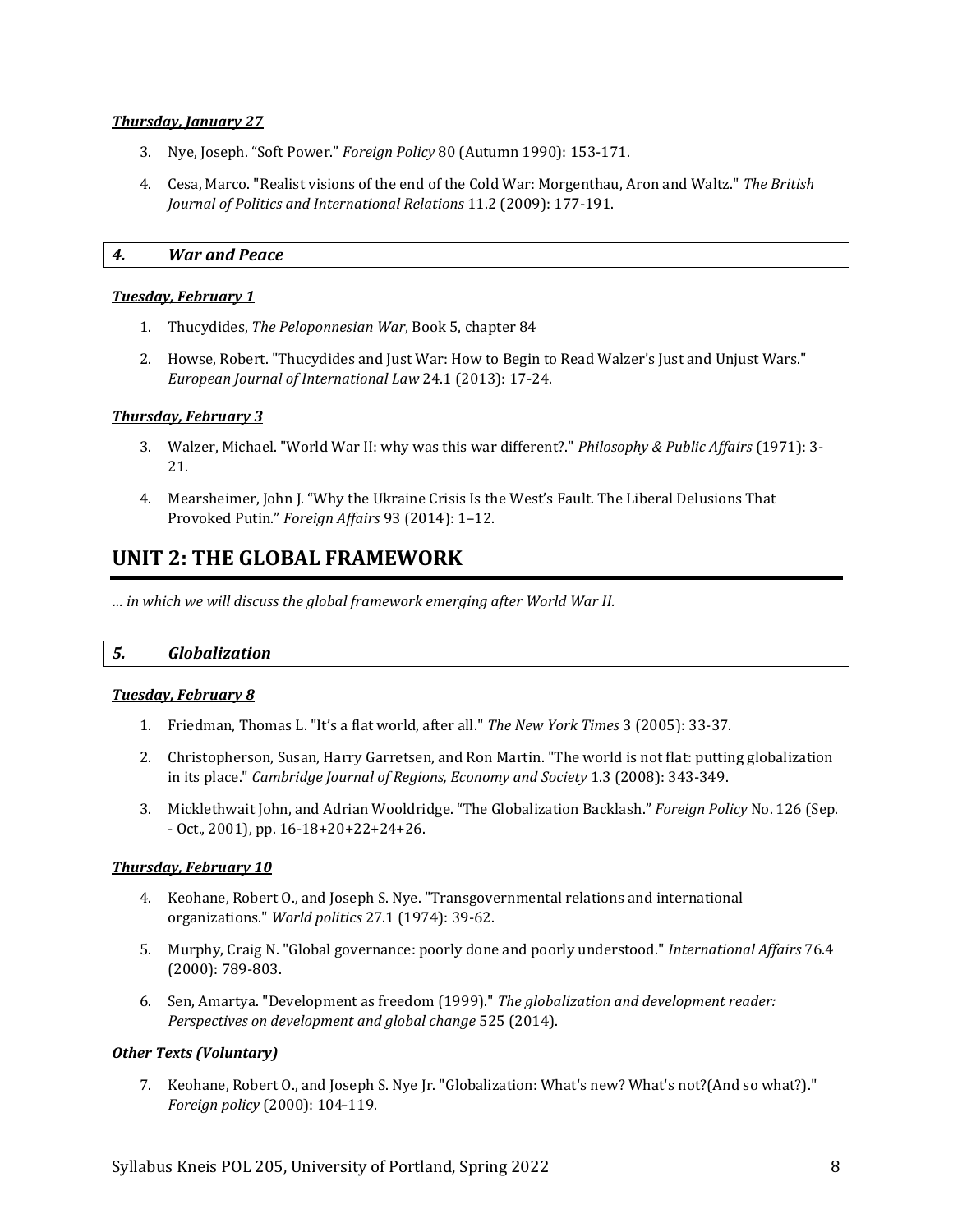***Thursday, January 27***

3. Nye, Joseph. "Soft Power." *Foreign Policy* 80 (Autumn 1990): 153-171.

4. Cesa, Marco. "Realist visions of the end of the Cold War: Morgenthau, Aron and Waltz." *The British Journal of Politics and International Relations* 11.2 (2009): 177-191.

### *4. War and Peace*

***Tuesday, February 1***

1. Thucydides, *The Peloponnesian War*, Book 5, chapter 84

2. Howse, Robert. "Thucydides and Just War: How to Begin to Read Walzer's Just and Unjust Wars." *European Journal of International Law* 24.1 (2013): 17-24.

***Thursday, February 3***

3. Walzer, Michael. "World War II: why was this war different?." *Philosophy & Public Affairs* (1971): 3-21.

4. Mearsheimer, John J. "Why the Ukraine Crisis Is the West's Fault. The Liberal Delusions That Provoked Putin." *Foreign Affairs* 93 (2014): 1–12.

## UNIT 2: THE GLOBAL FRAMEWORK

*… in which we will discuss the global framework emerging after World War II.*

### *5. Globalization*

***Tuesday, February 8***

1. Friedman, Thomas L. "It's a flat world, after all." *The New York Times* 3 (2005): 33-37.

2. Christopherson, Susan, Harry Garretsen, and Ron Martin. "The world is not flat: putting globalization in its place." *Cambridge Journal of Regions, Economy and Society* 1.3 (2008): 343-349.

3. Micklethwait John, and Adrian Wooldridge. "The Globalization Backlash." *Foreign Policy* No. 126 (Sep. - Oct., 2001), pp. 16-18+20+22+24+26.

***Thursday, February 10***

4. Keohane, Robert O., and Joseph S. Nye. "Transgovernmental relations and international organizations." *World politics* 27.1 (1974): 39-62.

5. Murphy, Craig N. "Global governance: poorly done and poorly understood." *International Affairs* 76.4 (2000): 789-803.

6. Sen, Amartya. "Development as freedom (1999)." *The globalization and development reader: Perspectives on development and global change* 525 (2014).

***Other Texts (Voluntary)***

7. Keohane, Robert O., and Joseph S. Nye Jr. "Globalization: What's new? What's not?(And so what?)." *Foreign policy* (2000): 104-119.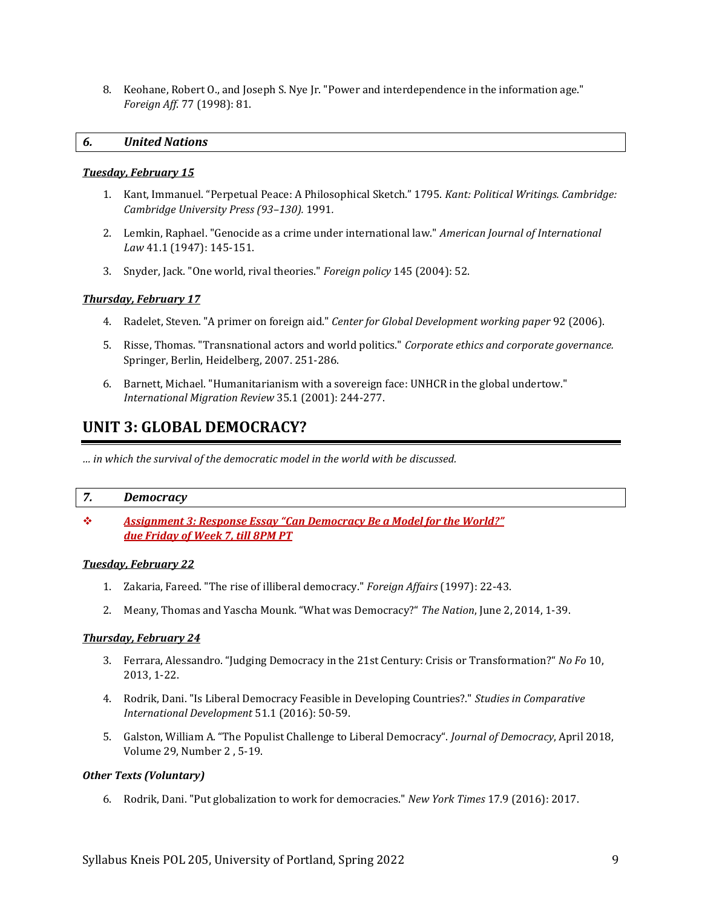8. Keohane, Robert O., and Joseph S. Nye Jr. "Power and interdependence in the information age." *Foreign Aff.* 77 (1998): 81.

### *6. United Nations*

***Tuesday, February 15***

1. Kant, Immanuel. "Perpetual Peace: A Philosophical Sketch." 1795. *Kant: Political Writings. Cambridge: Cambridge University Press (93–130).* 1991.

2. Lemkin, Raphael. "Genocide as a crime under international law." *American Journal of International Law* 41.1 (1947): 145-151.

3. Snyder, Jack. "One world, rival theories." *Foreign policy* 145 (2004): 52.

***Thursday, February 17***

4. Radelet, Steven. "A primer on foreign aid." *Center for Global Development working paper* 92 (2006).

5. Risse, Thomas. "Transnational actors and world politics." *Corporate ethics and corporate governance.* Springer, Berlin, Heidelberg, 2007. 251-286.

6. Barnett, Michael. "Humanitarianism with a sovereign face: UNHCR in the global undertow." *International Migration Review* 35.1 (2001): 244-277.

## UNIT 3: GLOBAL DEMOCRACY?

*… in which the survival of the democratic model in the world with be discussed.*

### *7. Democracy*

❖ ***Assignment 3: Response Essay "Can Democracy Be a Model for the World?" due Friday of Week 7, till 8PM PT***

***Tuesday, February 22***

1. Zakaria, Fareed. "The rise of illiberal democracy." *Foreign Affairs* (1997): 22-43.

2. Meany, Thomas and Yascha Mounk. "What was Democracy?" *The Nation*, June 2, 2014, 1-39.

***Thursday, February 24***

3. Ferrara, Alessandro. "Judging Democracy in the 21st Century: Crisis or Transformation?" *No Fo* 10, 2013, 1-22.

4. Rodrik, Dani. "Is Liberal Democracy Feasible in Developing Countries?." *Studies in Comparative International Development* 51.1 (2016): 50-59.

5. Galston, William A. "The Populist Challenge to Liberal Democracy". *Journal of Democracy*, April 2018, Volume 29, Number 2 , 5-19.

***Other Texts (Voluntary)***

6. Rodrik, Dani. "Put globalization to work for democracies." *New York Times* 17.9 (2016): 2017.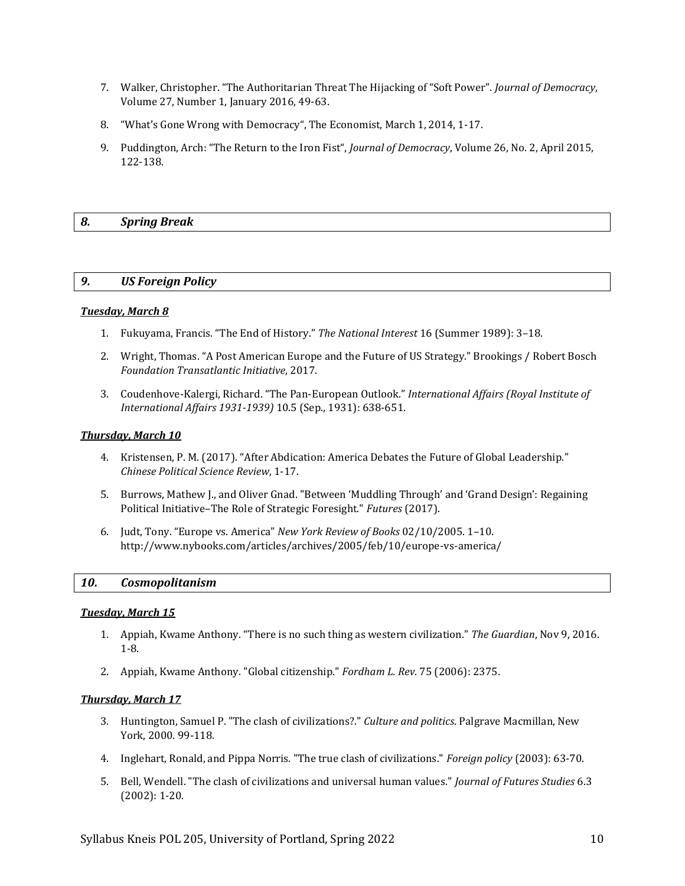7. Walker, Christopher. “The Authoritarian Threat The Hijacking of “Soft Power”. *Journal of Democracy*, Volume 27, Number 1, January 2016, 49-63.

8. “What’s Gone Wrong with Democracy“, The Economist, March 1, 2014, 1-17.

9. Puddington, Arch: “The Return to the Iron Fist“, *Journal of Democracy*, Volume 26, No. 2, April 2015, 122-138.

## *8. Spring Break*

## *9. US Foreign Policy*

***Tuesday, March 8***

1. Fukuyama, Francis. “The End of History.” *The National Interest* 16 (Summer 1989): 3–18.

2. Wright, Thomas. “A Post American Europe and the Future of US Strategy.” Brookings / Robert Bosch *Foundation Transatlantic Initiative*, 2017.

3. Coudenhove-Kalergi, Richard. “The Pan-European Outlook.” *International Affairs (Royal Institute of International Affairs 1931-1939)* 10.5 (Sep., 1931): 638-651.

***Thursday, March 10***

4. Kristensen, P. M. (2017). “After Abdication: America Debates the Future of Global Leadership.” *Chinese Political Science Review*, 1-17.

5. Burrows, Mathew J., and Oliver Gnad. "Between ‘Muddling Through’ and ‘Grand Design’: Regaining Political Initiative–The Role of Strategic Foresight." *Futures* (2017).

6. Judt, Tony. “Europe vs. America” *New York Review of Books* 02/10/2005. 1–10. http://www.nybooks.com/articles/archives/2005/feb/10/europe-vs-america/

## *10. Cosmopolitanism*

***Tuesday, March 15***

1. Appiah, Kwame Anthony. “There is no such thing as western civilization.” *The Guardian*, Nov 9, 2016. 1-8.

2. Appiah, Kwame Anthony. "Global citizenship." *Fordham L. Rev*. 75 (2006): 2375.

***Thursday, March 17***

3. Huntington, Samuel P. "The clash of civilizations?." *Culture and politics*. Palgrave Macmillan, New York, 2000. 99-118.

4. Inglehart, Ronald, and Pippa Norris. "The true clash of civilizations." *Foreign policy* (2003): 63-70.

5. Bell, Wendell. "The clash of civilizations and universal human values." *Journal of Futures Studies* 6.3 (2002): 1-20.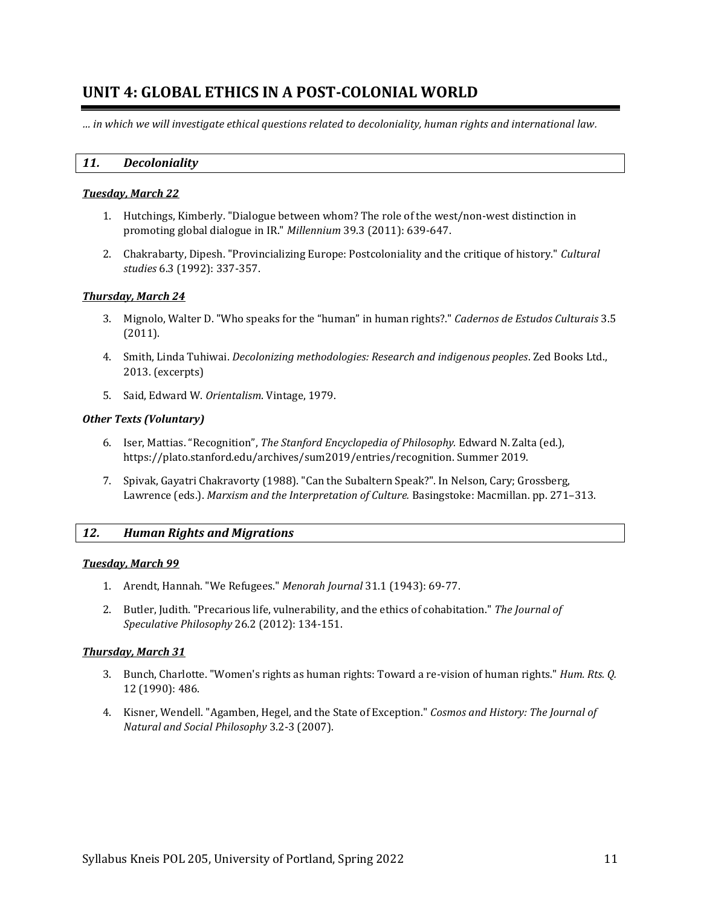# UNIT 4: GLOBAL ETHICS IN A POST-COLONIAL WORLD

*… in which we will investigate ethical questions related to decoloniality, human rights and international law.*

## *11. Decoloniality*

***Tuesday, March 22***

1. Hutchings, Kimberly. "Dialogue between whom? The role of the west/non-west distinction in promoting global dialogue in IR." *Millennium* 39.3 (2011): 639-647.

2. Chakrabarty, Dipesh. "Provincializing Europe: Postcoloniality and the critique of history." *Cultural studies* 6.3 (1992): 337-357.

***Thursday, March 24***

3. Mignolo, Walter D. "Who speaks for the "human" in human rights?." *Cadernos de Estudos Culturais* 3.5 (2011).

4. Smith, Linda Tuhiwai. *Decolonizing methodologies: Research and indigenous peoples*. Zed Books Ltd., 2013. (excerpts)

5. Said, Edward W. *Orientalism*. Vintage, 1979.

***Other Texts (Voluntary)***

6. Iser, Mattias. "Recognition", *The Stanford Encyclopedia of Philosophy.* Edward N. Zalta (ed.), https://plato.stanford.edu/archives/sum2019/entries/recognition. Summer 2019.

7. Spivak, Gayatri Chakravorty (1988). "Can the Subaltern Speak?". In Nelson, Cary; Grossberg, Lawrence (eds.). *Marxism and the Interpretation of Culture.* Basingstoke: Macmillan. pp. 271–313.

## *12. Human Rights and Migrations*

***Tuesday, March 99***

1. Arendt, Hannah. "We Refugees." *Menorah Journal* 31.1 (1943): 69-77.

2. Butler, Judith. "Precarious life, vulnerability, and the ethics of cohabitation." *The Journal of Speculative Philosophy* 26.2 (2012): 134-151.

***Thursday, March 31***

3. Bunch, Charlotte. "Women's rights as human rights: Toward a re-vision of human rights." *Hum. Rts. Q.* 12 (1990): 486.

4. Kisner, Wendell. "Agamben, Hegel, and the State of Exception." *Cosmos and History: The Journal of Natural and Social Philosophy* 3.2-3 (2007).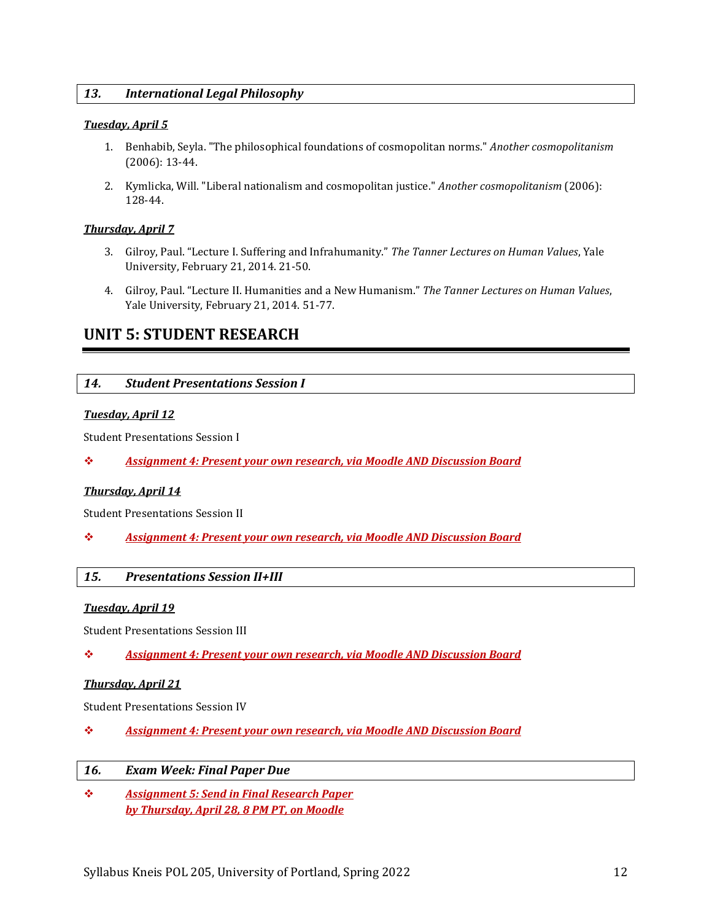### *13. International Legal Philosophy*

***Tuesday, April 5***

1. Benhabib, Seyla. "The philosophical foundations of cosmopolitan norms." *Another cosmopolitanism* (2006): 13-44.

2. Kymlicka, Will. "Liberal nationalism and cosmopolitan justice." *Another cosmopolitanism* (2006): 128-44.

***Thursday, April 7***

3. Gilroy, Paul. "Lecture I. Suffering and Infrahumanity." *The Tanner Lectures on Human Values*, Yale University, February 21, 2014. 21-50.

4. Gilroy, Paul. "Lecture II. Humanities and a New Humanism." *The Tanner Lectures on Human Values*, Yale University, February 21, 2014. 51-77.

## UNIT 5: STUDENT RESEARCH

### *14. Student Presentations Session I*

***Tuesday, April 12***

Student Presentations Session I

❖ ***Assignment 4: Present your own research, via Moodle AND Discussion Board***

***Thursday, April 14***

Student Presentations Session II

❖ ***Assignment 4: Present your own research, via Moodle AND Discussion Board***

### *15. Presentations Session II+III*

***Tuesday, April 19***

Student Presentations Session III

❖ ***Assignment 4: Present your own research, via Moodle AND Discussion Board***

***Thursday, April 21***

Student Presentations Session IV

❖ ***Assignment 4: Present your own research, via Moodle AND Discussion Board***

### *16. Exam Week: Final Paper Due*

❖ ***Assignment 5: Send in Final Research Paper by Thursday, April 28, 8 PM PT, on Moodle***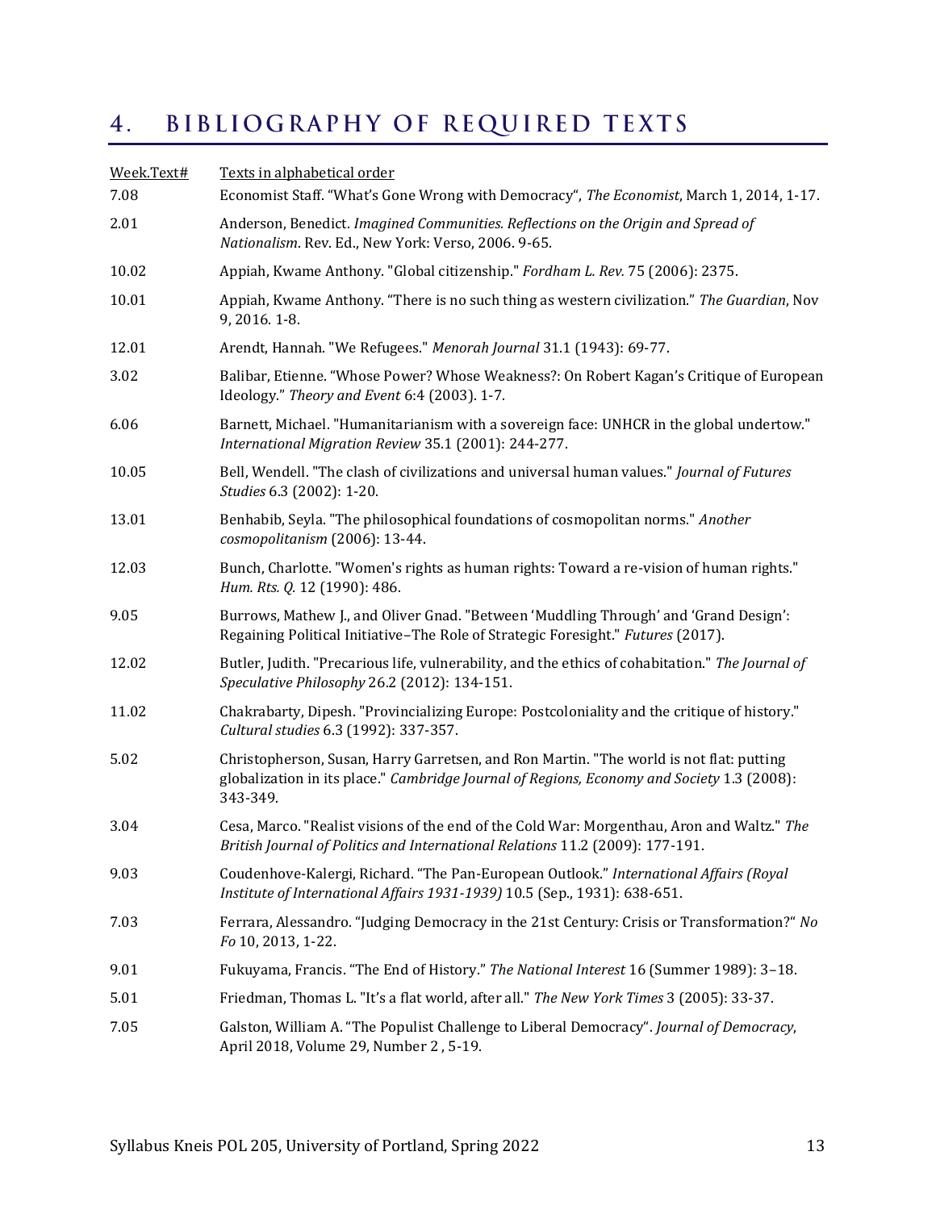# 4. BIBLIOGRAPHY OF REQUIRED TEXTS

| Week.Text# | Texts in alphabetical order |
|---|---|
| 7.08 | Economist Staff. "What's Gone Wrong with Democracy", *The Economist*, March 1, 2014, 1-17. |
| 2.01 | Anderson, Benedict. *Imagined Communities. Reflections on the Origin and Spread of Nationalism*. Rev. Ed., New York: Verso, 2006. 9-65. |
| 10.02 | Appiah, Kwame Anthony. "Global citizenship." *Fordham L. Rev.* 75 (2006): 2375. |
| 10.01 | Appiah, Kwame Anthony. "There is no such thing as western civilization." *The Guardian*, Nov 9, 2016. 1-8. |
| 12.01 | Arendt, Hannah. "We Refugees." *Menorah Journal* 31.1 (1943): 69-77. |
| 3.02 | Balibar, Etienne. "Whose Power? Whose Weakness?: On Robert Kagan's Critique of European Ideology." *Theory and Event* 6:4 (2003). 1-7. |
| 6.06 | Barnett, Michael. "Humanitarianism with a sovereign face: UNHCR in the global undertow." *International Migration Review* 35.1 (2001): 244-277. |
| 10.05 | Bell, Wendell. "The clash of civilizations and universal human values." *Journal of Futures Studies* 6.3 (2002): 1-20. |
| 13.01 | Benhabib, Seyla. "The philosophical foundations of cosmopolitan norms." *Another cosmopolitanism* (2006): 13-44. |
| 12.03 | Bunch, Charlotte. "Women's rights as human rights: Toward a re-vision of human rights." *Hum. Rts. Q.* 12 (1990): 486. |
| 9.05 | Burrows, Mathew J., and Oliver Gnad. "Between 'Muddling Through' and 'Grand Design': Regaining Political Initiative–The Role of Strategic Foresight." *Futures* (2017). |
| 12.02 | Butler, Judith. "Precarious life, vulnerability, and the ethics of cohabitation." *The Journal of Speculative Philosophy* 26.2 (2012): 134-151. |
| 11.02 | Chakrabarty, Dipesh. "Provincializing Europe: Postcoloniality and the critique of history." *Cultural studies* 6.3 (1992): 337-357. |
| 5.02 | Christopherson, Susan, Harry Garretsen, and Ron Martin. "The world is not flat: putting globalization in its place." *Cambridge Journal of Regions, Economy and Society* 1.3 (2008): 343-349. |
| 3.04 | Cesa, Marco. "Realist visions of the end of the Cold War: Morgenthau, Aron and Waltz." *The British Journal of Politics and International Relations* 11.2 (2009): 177-191. |
| 9.03 | Coudenhove-Kalergi, Richard. "The Pan-European Outlook." *International Affairs (Royal Institute of International Affairs 1931-1939)* 10.5 (Sep., 1931): 638-651. |
| 7.03 | Ferrara, Alessandro. "Judging Democracy in the 21st Century: Crisis or Transformation?" *No Fo* 10, 2013, 1-22. |
| 9.01 | Fukuyama, Francis. "The End of History." *The National Interest* 16 (Summer 1989): 3–18. |
| 5.01 | Friedman, Thomas L. "It's a flat world, after all." *The New York Times* 3 (2005): 33-37. |
| 7.05 | Galston, William A. "The Populist Challenge to Liberal Democracy". *Journal of Democracy*, April 2018, Volume 29, Number 2 , 5-19. |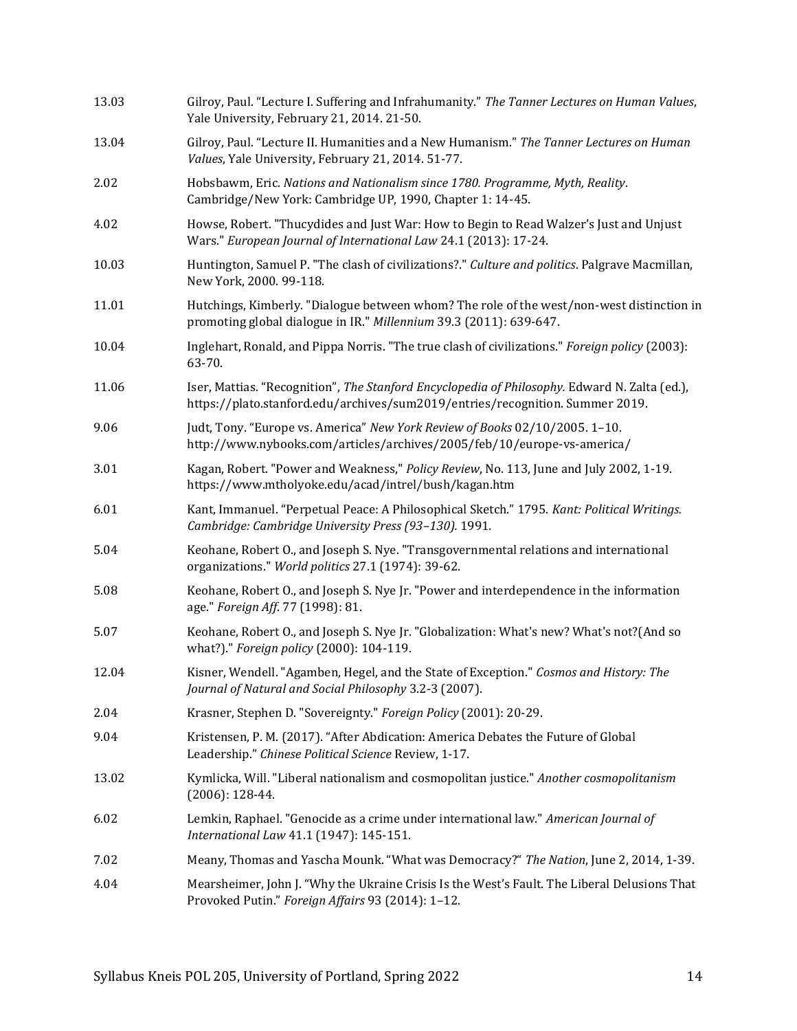| | |
|---|---|
| 13.03 | Gilroy, Paul. "Lecture I. Suffering and Infrahumanity." *The Tanner Lectures on Human Values*, Yale University, February 21, 2014. 21-50. |
| 13.04 | Gilroy, Paul. "Lecture II. Humanities and a New Humanism." *The Tanner Lectures on Human Values*, Yale University, February 21, 2014. 51-77. |
| 2.02 | Hobsbawm, Eric. *Nations and Nationalism since 1780. Programme, Myth, Reality*. Cambridge/New York: Cambridge UP, 1990, Chapter 1: 14-45. |
| 4.02 | Howse, Robert. "Thucydides and Just War: How to Begin to Read Walzer's Just and Unjust Wars." *European Journal of International Law* 24.1 (2013): 17-24. |
| 10.03 | Huntington, Samuel P. "The clash of civilizations?." *Culture and politics*. Palgrave Macmillan, New York, 2000. 99-118. |
| 11.01 | Hutchings, Kimberly. "Dialogue between whom? The role of the west/non-west distinction in promoting global dialogue in IR." *Millennium* 39.3 (2011): 639-647. |
| 10.04 | Inglehart, Ronald, and Pippa Norris. "The true clash of civilizations." *Foreign policy* (2003): 63-70. |
| 11.06 | Iser, Mattias. "Recognition", *The Stanford Encyclopedia of Philosophy.* Edward N. Zalta (ed.), https://plato.stanford.edu/archives/sum2019/entries/recognition. Summer 2019. |
| 9.06 | Judt, Tony. "Europe vs. America" *New York Review of Books* 02/10/2005. 1–10. http://www.nybooks.com/articles/archives/2005/feb/10/europe-vs-america/ |
| 3.01 | Kagan, Robert. "Power and Weakness," *Policy Review*, No. 113, June and July 2002, 1-19. https://www.mtholyoke.edu/acad/intrel/bush/kagan.htm |
| 6.01 | Kant, Immanuel. "Perpetual Peace: A Philosophical Sketch." 1795. *Kant: Political Writings. Cambridge: Cambridge University Press (93–130).* 1991. |
| 5.04 | Keohane, Robert O., and Joseph S. Nye. "Transgovernmental relations and international organizations." *World politics* 27.1 (1974): 39-62. |
| 5.08 | Keohane, Robert O., and Joseph S. Nye Jr. "Power and interdependence in the information age." *Foreign Aff.* 77 (1998): 81. |
| 5.07 | Keohane, Robert O., and Joseph S. Nye Jr. "Globalization: What's new? What's not?(And so what?)." *Foreign policy* (2000): 104-119. |
| 12.04 | Kisner, Wendell. "Agamben, Hegel, and the State of Exception." *Cosmos and History: The Journal of Natural and Social Philosophy* 3.2-3 (2007). |
| 2.04 | Krasner, Stephen D. "Sovereignty." *Foreign Policy* (2001): 20-29. |
| 9.04 | Kristensen, P. M. (2017). "After Abdication: America Debates the Future of Global Leadership." *Chinese Political Science* Review, 1-17. |
| 13.02 | Kymlicka, Will. "Liberal nationalism and cosmopolitan justice." *Another cosmopolitanism* (2006): 128-44. |
| 6.02 | Lemkin, Raphael. "Genocide as a crime under international law." *American Journal of International Law* 41.1 (1947): 145-151. |
| 7.02 | Meany, Thomas and Yascha Mounk. "What was Democracy?" *The Nation*, June 2, 2014, 1-39. |
| 4.04 | Mearsheimer, John J. "Why the Ukraine Crisis Is the West's Fault. The Liberal Delusions That Provoked Putin." *Foreign Affairs* 93 (2014): 1–12. |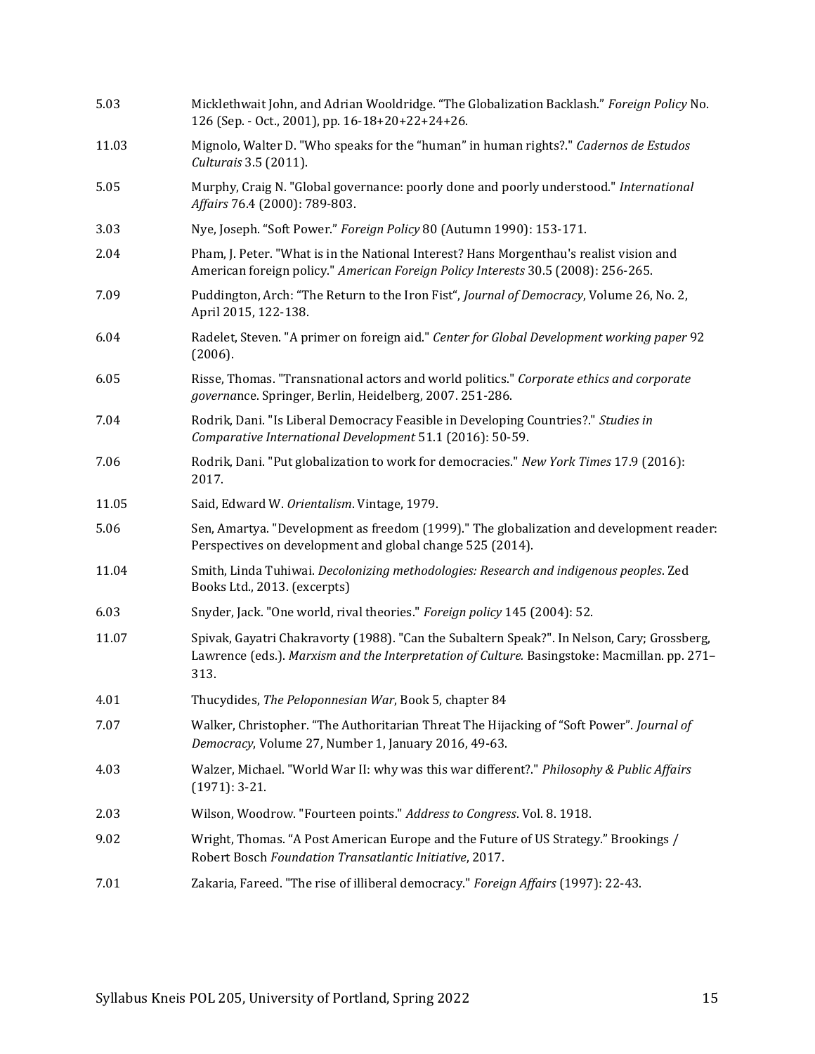| | |
|---|---|
| 5.03 | Micklethwait John, and Adrian Wooldridge. "The Globalization Backlash." *Foreign Policy* No. 126 (Sep. - Oct., 2001), pp. 16-18+20+22+24+26. |
| 11.03 | Mignolo, Walter D. "Who speaks for the "human" in human rights?." *Cadernos de Estudos Culturais* 3.5 (2011). |
| 5.05 | Murphy, Craig N. "Global governance: poorly done and poorly understood." *International Affairs* 76.4 (2000): 789-803. |
| 3.03 | Nye, Joseph. "Soft Power." *Foreign Policy* 80 (Autumn 1990): 153-171. |
| 2.04 | Pham, J. Peter. "What is in the National Interest? Hans Morgenthau's realist vision and American foreign policy." *American Foreign Policy Interests* 30.5 (2008): 256-265. |
| 7.09 | Puddington, Arch: "The Return to the Iron Fist", *Journal of Democracy*, Volume 26, No. 2, April 2015, 122-138. |
| 6.04 | Radelet, Steven. "A primer on foreign aid." *Center for Global Development working paper* 92 (2006). |
| 6.05 | Risse, Thomas. "Transnational actors and world politics." *Corporate ethics and corporate governance*. Springer, Berlin, Heidelberg, 2007. 251-286. |
| 7.04 | Rodrik, Dani. "Is Liberal Democracy Feasible in Developing Countries?." *Studies in Comparative International Development* 51.1 (2016): 50-59. |
| 7.06 | Rodrik, Dani. "Put globalization to work for democracies." *New York Times* 17.9 (2016): 2017. |
| 11.05 | Said, Edward W. *Orientalism*. Vintage, 1979. |
| 5.06 | Sen, Amartya. "Development as freedom (1999)." The globalization and development reader: Perspectives on development and global change 525 (2014). |
| 11.04 | Smith, Linda Tuhiwai. *Decolonizing methodologies: Research and indigenous peoples*. Zed Books Ltd., 2013. (excerpts) |
| 6.03 | Snyder, Jack. "One world, rival theories." *Foreign policy* 145 (2004): 52. |
| 11.07 | Spivak, Gayatri Chakravorty (1988). "Can the Subaltern Speak?". In Nelson, Cary; Grossberg, Lawrence (eds.). *Marxism and the Interpretation of Culture.* Basingstoke: Macmillan. pp. 271–313. |
| 4.01 | Thucydides, *The Peloponnesian War*, Book 5, chapter 84 |
| 7.07 | Walker, Christopher. "The Authoritarian Threat The Hijacking of "Soft Power". *Journal of Democracy*, Volume 27, Number 1, January 2016, 49-63. |
| 4.03 | Walzer, Michael. "World War II: why was this war different?." *Philosophy & Public Affairs* (1971): 3-21. |
| 2.03 | Wilson, Woodrow. "Fourteen points." *Address to Congress*. Vol. 8. 1918. |
| 9.02 | Wright, Thomas. "A Post American Europe and the Future of US Strategy." Brookings / Robert Bosch *Foundation Transatlantic Initiative*, 2017. |
| 7.01 | Zakaria, Fareed. "The rise of illiberal democracy." *Foreign Affairs* (1997): 22-43. |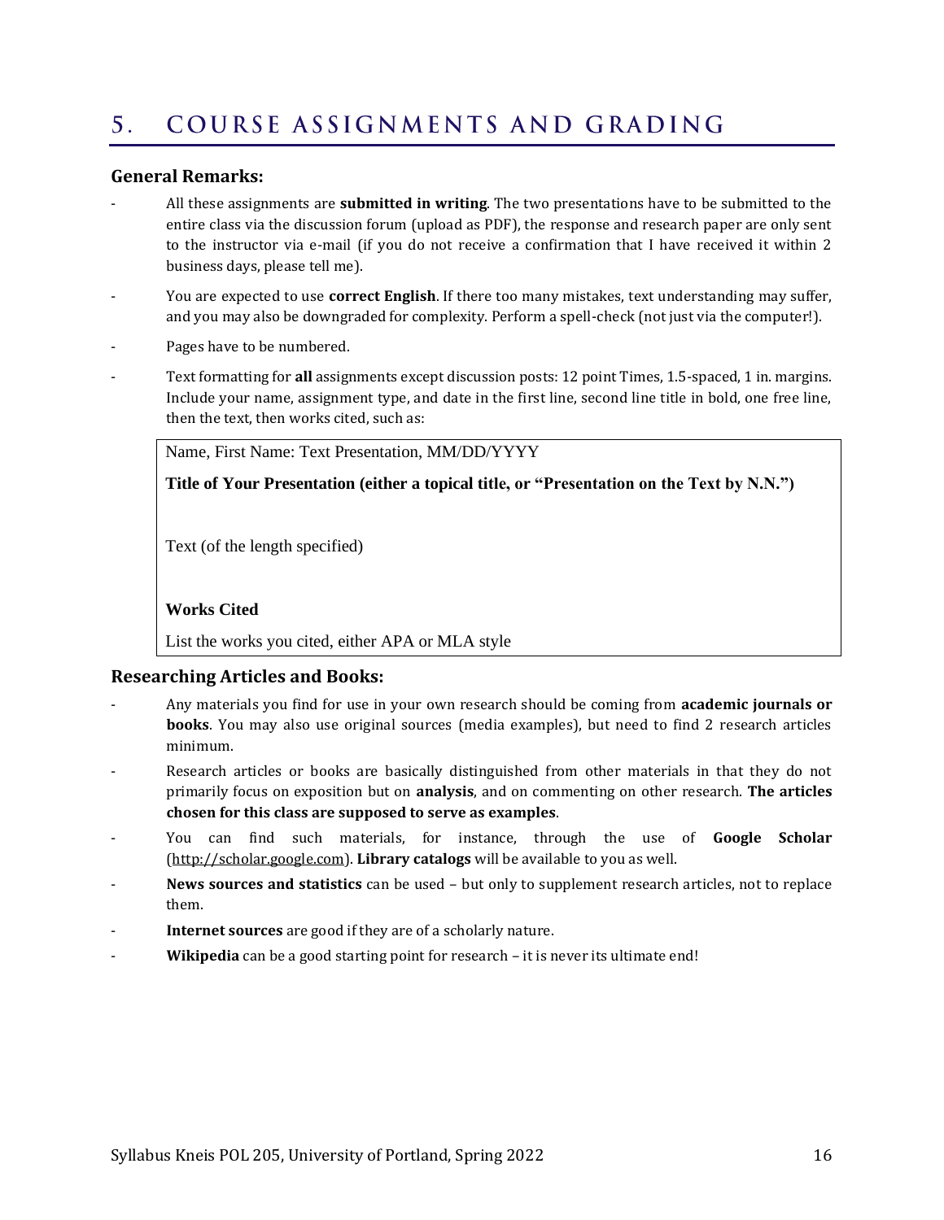# 5. COURSE ASSIGNMENTS AND GRADING

### General Remarks:

- All these assignments are **submitted in writing**. The two presentations have to be submitted to the entire class via the discussion forum (upload as PDF), the response and research paper are only sent to the instructor via e-mail (if you do not receive a confirmation that I have received it within 2 business days, please tell me).
- You are expected to use **correct English**. If there too many mistakes, text understanding may suffer, and you may also be downgraded for complexity. Perform a spell-check (not just via the computer!).
- Pages have to be numbered.
- Text formatting for **all** assignments except discussion posts: 12 point Times, 1.5-spaced, 1 in. margins. Include your name, assignment type, and date in the first line, second line title in bold, one free line, then the text, then works cited, such as:

> Name, First Name: Text Presentation, MM/DD/YYYY
>
> **Title of Your Presentation (either a topical title, or "Presentation on the Text by N.N.")**
>
> Text (of the length specified)
>
> **Works Cited**
>
> List the works you cited, either APA or MLA style

### Researching Articles and Books:

- Any materials you find for use in your own research should be coming from **academic journals or books**. You may also use original sources (media examples), but need to find 2 research articles minimum.
- Research articles or books are basically distinguished from other materials in that they do not primarily focus on exposition but on **analysis**, and on commenting on other research. **The articles chosen for this class are supposed to serve as examples**.
- You can find such materials, for instance, through the use of **Google Scholar** (http://scholar.google.com). **Library catalogs** will be available to you as well.
- **News sources and statistics** can be used – but only to supplement research articles, not to replace them.
- **Internet sources** are good if they are of a scholarly nature.
- **Wikipedia** can be a good starting point for research – it is never its ultimate end!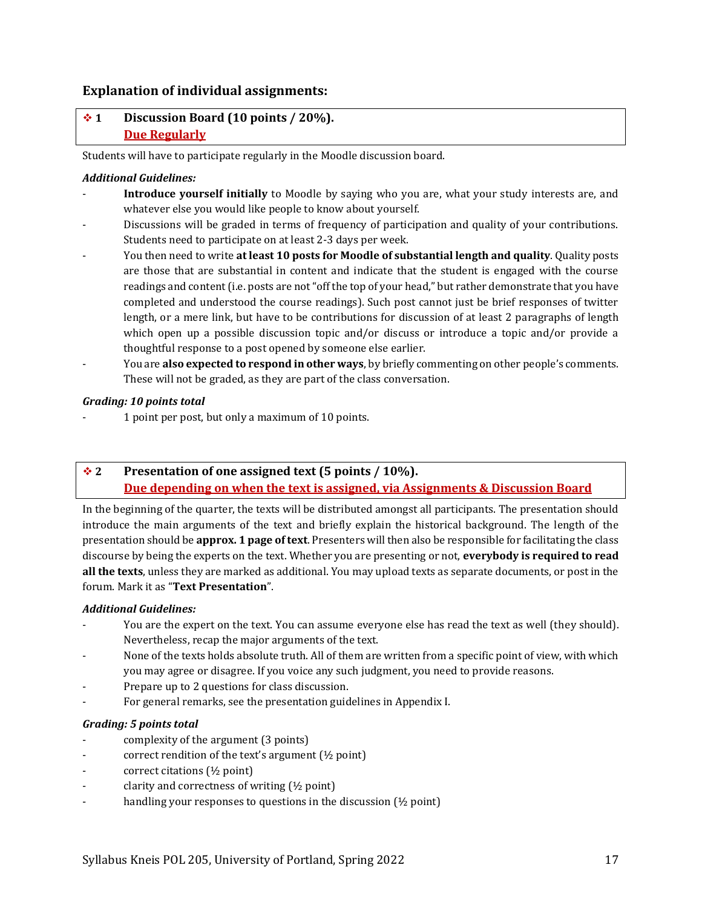## Explanation of individual assignments:

### ❖ 1 Discussion Board (10 points / 20%).
**Due Regularly**

Students will have to participate regularly in the Moodle discussion board.

***Additional Guidelines:***

- **Introduce yourself initially** to Moodle by saying who you are, what your study interests are, and whatever else you would like people to know about yourself.
- Discussions will be graded in terms of frequency of participation and quality of your contributions. Students need to participate on at least 2-3 days per week.
- You then need to write **at least 10 posts for Moodle of substantial length and quality**. Quality posts are those that are substantial in content and indicate that the student is engaged with the course readings and content (i.e. posts are not "off the top of your head," but rather demonstrate that you have completed and understood the course readings). Such post cannot just be brief responses of twitter length, or a mere link, but have to be contributions for discussion of at least 2 paragraphs of length which open up a possible discussion topic and/or discuss or introduce a topic and/or provide a thoughtful response to a post opened by someone else earlier.
- You are **also expected to respond in other ways**, by briefly commenting on other people's comments. These will not be graded, as they are part of the class conversation.

***Grading: 10 points total***

- 1 point per post, but only a maximum of 10 points.

### ❖ 2 Presentation of one assigned text (5 points / 10%).
**Due depending on when the text is assigned, via Assignments & Discussion Board**

In the beginning of the quarter, the texts will be distributed amongst all participants. The presentation should introduce the main arguments of the text and briefly explain the historical background. The length of the presentation should be **approx. 1 page of text**. Presenters will then also be responsible for facilitating the class discourse by being the experts on the text. Whether you are presenting or not, **everybody is required to read all the texts**, unless they are marked as additional. You may upload texts as separate documents, or post in the forum. Mark it as "**Text Presentation**".

***Additional Guidelines:***

- You are the expert on the text. You can assume everyone else has read the text as well (they should). Nevertheless, recap the major arguments of the text.
- None of the texts holds absolute truth. All of them are written from a specific point of view, with which you may agree or disagree. If you voice any such judgment, you need to provide reasons.
- Prepare up to 2 questions for class discussion.
- For general remarks, see the presentation guidelines in Appendix I.

***Grading: 5 points total***

- complexity of the argument (3 points)
- correct rendition of the text's argument (½ point)
- correct citations (½ point)
- clarity and correctness of writing (½ point)
- handling your responses to questions in the discussion (½ point)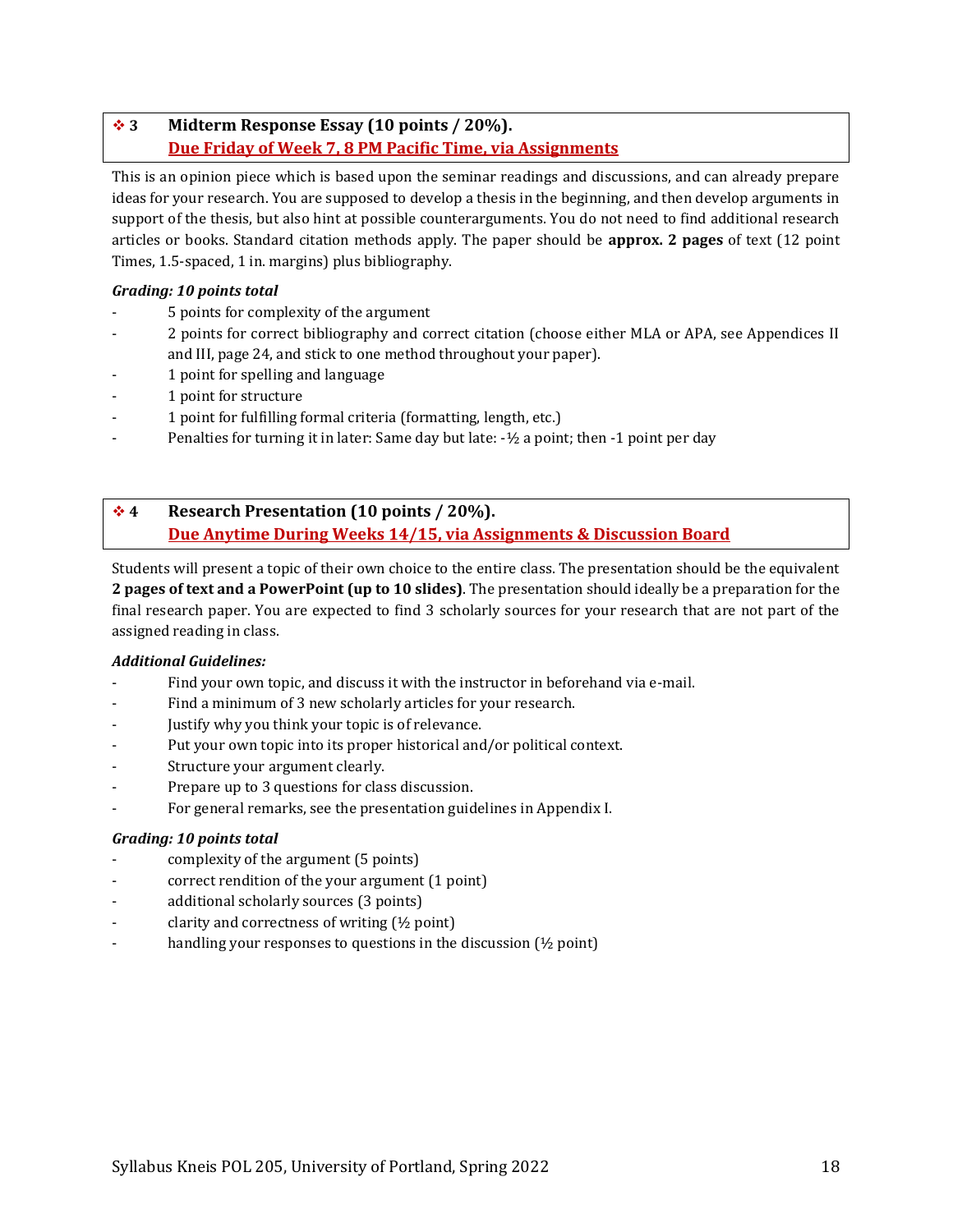### ❖ 3 Midterm Response Essay (10 points / 20%).

**Due Friday of Week 7, 8 PM Pacific Time, via Assignments**

This is an opinion piece which is based upon the seminar readings and discussions, and can already prepare ideas for your research. You are supposed to develop a thesis in the beginning, and then develop arguments in support of the thesis, but also hint at possible counterarguments. You do not need to find additional research articles or books. Standard citation methods apply. The paper should be **approx. 2 pages** of text (12 point Times, 1.5-spaced, 1 in. margins) plus bibliography.

***Grading: 10 points total***

- 5 points for complexity of the argument
- 2 points for correct bibliography and correct citation (choose either MLA or APA, see Appendices II and III, page 24, and stick to one method throughout your paper).
- 1 point for spelling and language
- 1 point for structure
- 1 point for fulfilling formal criteria (formatting, length, etc.)
- Penalties for turning it in later: Same day but late: -½ a point; then -1 point per day

### ❖ 4 Research Presentation (10 points / 20%).

**Due Anytime During Weeks 14/15, via Assignments & Discussion Board**

Students will present a topic of their own choice to the entire class. The presentation should be the equivalent **2 pages of text and a PowerPoint (up to 10 slides)**. The presentation should ideally be a preparation for the final research paper. You are expected to find 3 scholarly sources for your research that are not part of the assigned reading in class.

***Additional Guidelines:***

- Find your own topic, and discuss it with the instructor in beforehand via e-mail.
- Find a minimum of 3 new scholarly articles for your research.
- Justify why you think your topic is of relevance.
- Put your own topic into its proper historical and/or political context.
- Structure your argument clearly.
- Prepare up to 3 questions for class discussion.
- For general remarks, see the presentation guidelines in Appendix I.

***Grading: 10 points total***

- complexity of the argument (5 points)
- correct rendition of the your argument (1 point)
- additional scholarly sources (3 points)
- clarity and correctness of writing (½ point)
- handling your responses to questions in the discussion (½ point)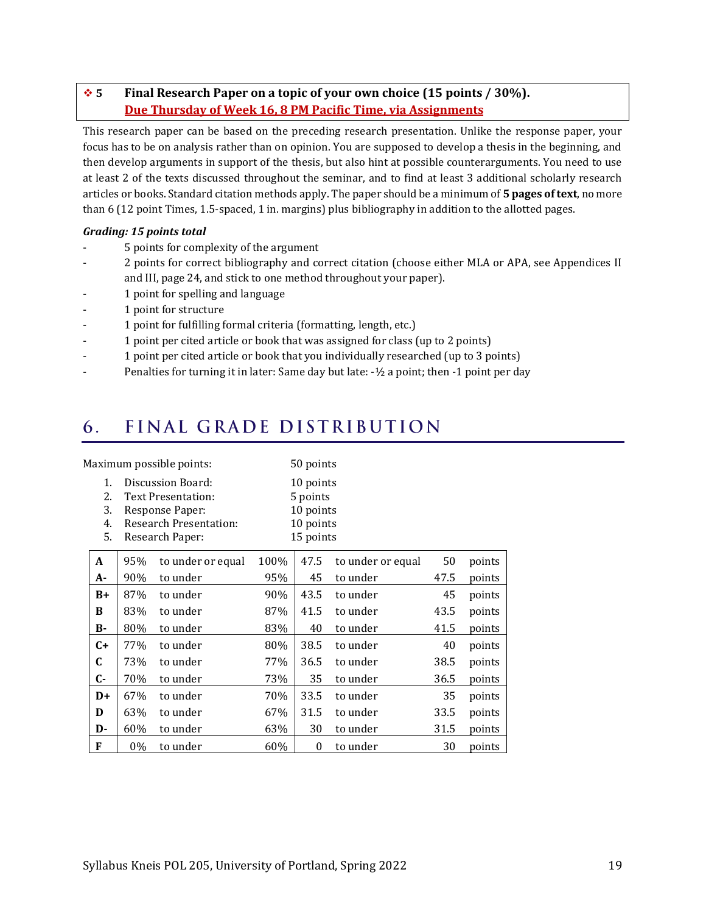### ❖ 5 Final Research Paper on a topic of your own choice (15 points / 30%). Due Thursday of Week 16, 8 PM Pacific Time, via Assignments

This research paper can be based on the preceding research presentation. Unlike the response paper, your focus has to be on analysis rather than on opinion. You are supposed to develop a thesis in the beginning, and then develop arguments in support of the thesis, but also hint at possible counterarguments. You need to use at least 2 of the texts discussed throughout the seminar, and to find at least 3 additional scholarly research articles or books. Standard citation methods apply. The paper should be a minimum of **5 pages of text**, no more than 6 (12 point Times, 1.5-spaced, 1 in. margins) plus bibliography in addition to the allotted pages.

***Grading: 15 points total***

- 5 points for complexity of the argument
- 2 points for correct bibliography and correct citation (choose either MLA or APA, see Appendices II and III, page 24, and stick to one method throughout your paper).
- 1 point for spelling and language
- 1 point for structure
- 1 point for fulfilling formal criteria (formatting, length, etc.)
- 1 point per cited article or book that was assigned for class (up to 2 points)
- 1 point per cited article or book that you individually researched (up to 3 points)
- Penalties for turning it in later: Same day but late: -½ a point; then -1 point per day

## 6. FINAL GRADE DISTRIBUTION

Maximum possible points: 50 points

1. Discussion Board: 10 points
2. Text Presentation: 5 points
3. Response Paper: 10 points
4. Research Presentation: 10 points
5. Research Paper: 15 points

| Grade | From | | To | From | | To | |
|---|---|---|---|---|---|---|---|
| **A** | 95% | to under or equal | 100% | 47.5 | to under or equal | 50 | points |
| **A-** | 90% | to under | 95% | 45 | to under | 47.5 | points |
| **B+** | 87% | to under | 90% | 43.5 | to under | 45 | points |
| **B** | 83% | to under | 87% | 41.5 | to under | 43.5 | points |
| **B-** | 80% | to under | 83% | 40 | to under | 41.5 | points |
| **C+** | 77% | to under | 80% | 38.5 | to under | 40 | points |
| **C** | 73% | to under | 77% | 36.5 | to under | 38.5 | points |
| **C-** | 70% | to under | 73% | 35 | to under | 36.5 | points |
| **D+** | 67% | to under | 70% | 33.5 | to under | 35 | points |
| **D** | 63% | to under | 67% | 31.5 | to under | 33.5 | points |
| **D-** | 60% | to under | 63% | 30 | to under | 31.5 | points |
| **F** | 0% | to under | 60% | 0 | to under | 30 | points |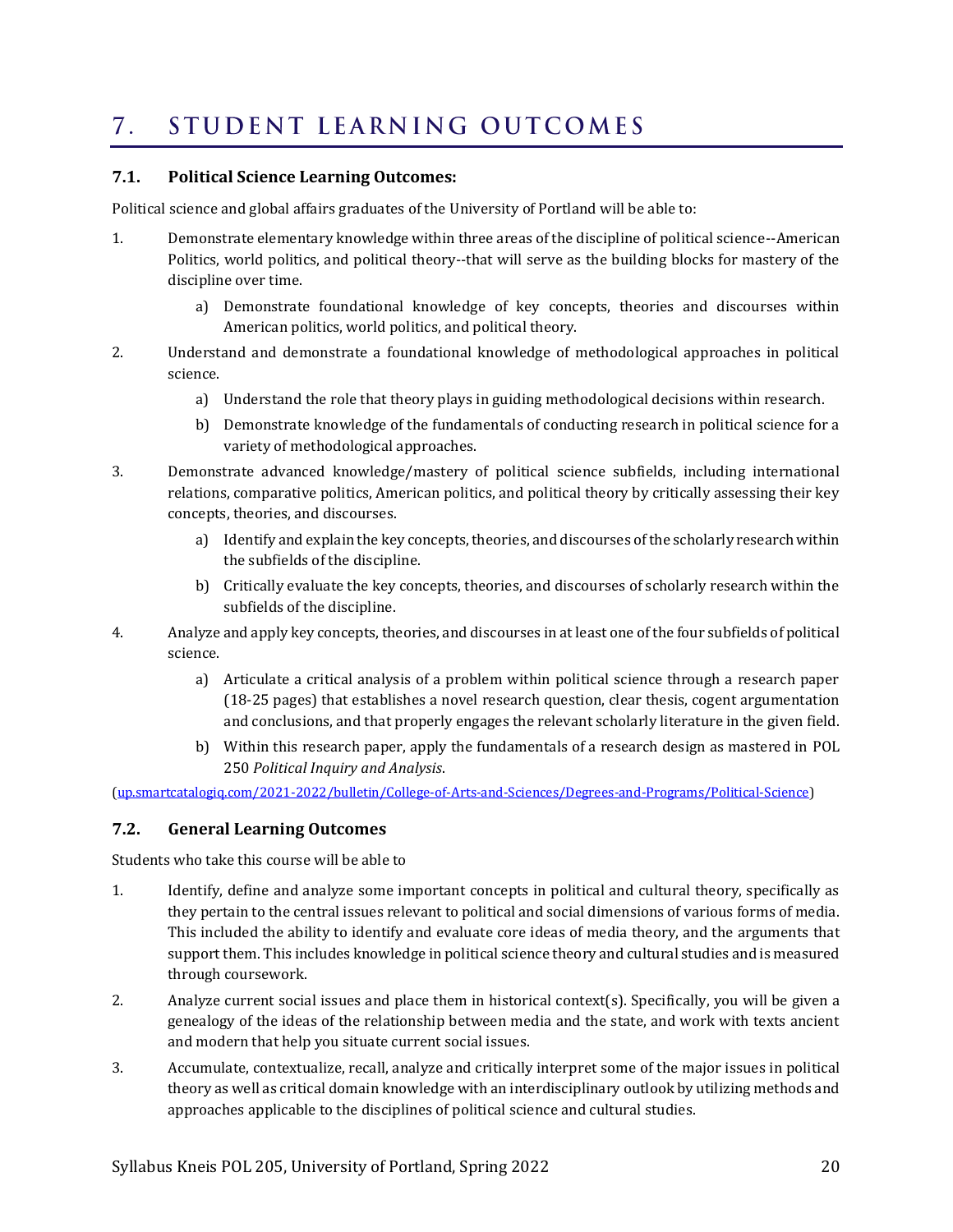# 7. STUDENT LEARNING OUTCOMES

## 7.1. Political Science Learning Outcomes:

Political science and global affairs graduates of the University of Portland will be able to:

1. Demonstrate elementary knowledge within three areas of the discipline of political science--American Politics, world politics, and political theory--that will serve as the building blocks for mastery of the discipline over time.
    a) Demonstrate foundational knowledge of key concepts, theories and discourses within American politics, world politics, and political theory.
2. Understand and demonstrate a foundational knowledge of methodological approaches in political science.
    a) Understand the role that theory plays in guiding methodological decisions within research.
    b) Demonstrate knowledge of the fundamentals of conducting research in political science for a variety of methodological approaches.
3. Demonstrate advanced knowledge/mastery of political science subfields, including international relations, comparative politics, American politics, and political theory by critically assessing their key concepts, theories, and discourses.
    a) Identify and explain the key concepts, theories, and discourses of the scholarly research within the subfields of the discipline.
    b) Critically evaluate the key concepts, theories, and discourses of scholarly research within the subfields of the discipline.
4. Analyze and apply key concepts, theories, and discourses in at least one of the four subfields of political science.
    a) Articulate a critical analysis of a problem within political science through a research paper (18-25 pages) that establishes a novel research question, clear thesis, cogent argumentation and conclusions, and that properly engages the relevant scholarly literature in the given field.
    b) Within this research paper, apply the fundamentals of a research design as mastered in POL 250 *Political Inquiry and Analysis*.

([up.smartcatalogiq.com/2021-2022/bulletin/College-of-Arts-and-Sciences/Degrees-and-Programs/Political-Science](up.smartcatalogiq.com/2021-2022/bulletin/College-of-Arts-and-Sciences/Degrees-and-Programs/Political-Science))

## 7.2. General Learning Outcomes

Students who take this course will be able to

1. Identify, define and analyze some important concepts in political and cultural theory, specifically as they pertain to the central issues relevant to political and social dimensions of various forms of media. This included the ability to identify and evaluate core ideas of media theory, and the arguments that support them. This includes knowledge in political science theory and cultural studies and is measured through coursework.
2. Analyze current social issues and place them in historical context(s). Specifically, you will be given a genealogy of the ideas of the relationship between media and the state, and work with texts ancient and modern that help you situate current social issues.
3. Accumulate, contextualize, recall, analyze and critically interpret some of the major issues in political theory as well as critical domain knowledge with an interdisciplinary outlook by utilizing methods and approaches applicable to the disciplines of political science and cultural studies.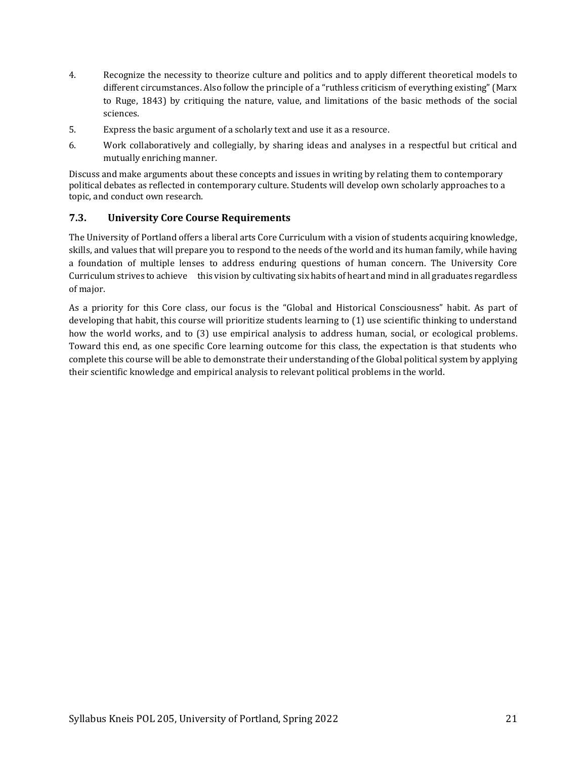4. Recognize the necessity to theorize culture and politics and to apply different theoretical models to different circumstances. Also follow the principle of a "ruthless criticism of everything existing" (Marx to Ruge, 1843) by critiquing the nature, value, and limitations of the basic methods of the social sciences.
5. Express the basic argument of a scholarly text and use it as a resource.
6. Work collaboratively and collegially, by sharing ideas and analyses in a respectful but critical and mutually enriching manner.

Discuss and make arguments about these concepts and issues in writing by relating them to contemporary political debates as reflected in contemporary culture. Students will develop own scholarly approaches to a topic, and conduct own research.

### 7.3. University Core Course Requirements

The University of Portland offers a liberal arts Core Curriculum with a vision of students acquiring knowledge, skills, and values that will prepare you to respond to the needs of the world and its human family, while having a foundation of multiple lenses to address enduring questions of human concern. The University Core Curriculum strives to achieve this vision by cultivating six habits of heart and mind in all graduates regardless of major.

As a priority for this Core class, our focus is the "Global and Historical Consciousness" habit. As part of developing that habit, this course will prioritize students learning to (1) use scientific thinking to understand how the world works, and to (3) use empirical analysis to address human, social, or ecological problems. Toward this end, as one specific Core learning outcome for this class, the expectation is that students who complete this course will be able to demonstrate their understanding of the Global political system by applying their scientific knowledge and empirical analysis to relevant political problems in the world.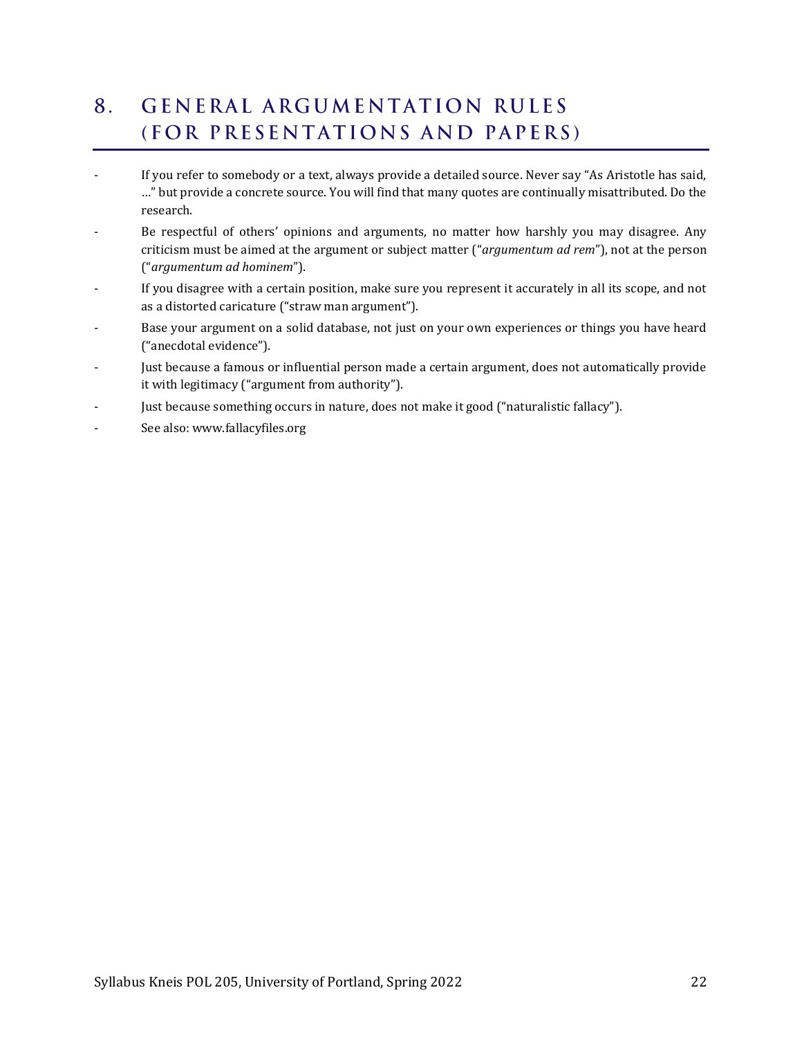# 8. GENERAL ARGUMENTATION RULES (FOR PRESENTATIONS AND PAPERS)

- If you refer to somebody or a text, always provide a detailed source. Never say "As Aristotle has said, …" but provide a concrete source. You will find that many quotes are continually misattributed. Do the research.
- Be respectful of others' opinions and arguments, no matter how harshly you may disagree. Any criticism must be aimed at the argument or subject matter ("*argumentum ad rem*"), not at the person ("*argumentum ad hominem*").
- If you disagree with a certain position, make sure you represent it accurately in all its scope, and not as a distorted caricature ("straw man argument").
- Base your argument on a solid database, not just on your own experiences or things you have heard ("anecdotal evidence").
- Just because a famous or influential person made a certain argument, does not automatically provide it with legitimacy ("argument from authority").
- Just because something occurs in nature, does not make it good ("naturalistic fallacy").
- See also: www.fallacyfiles.org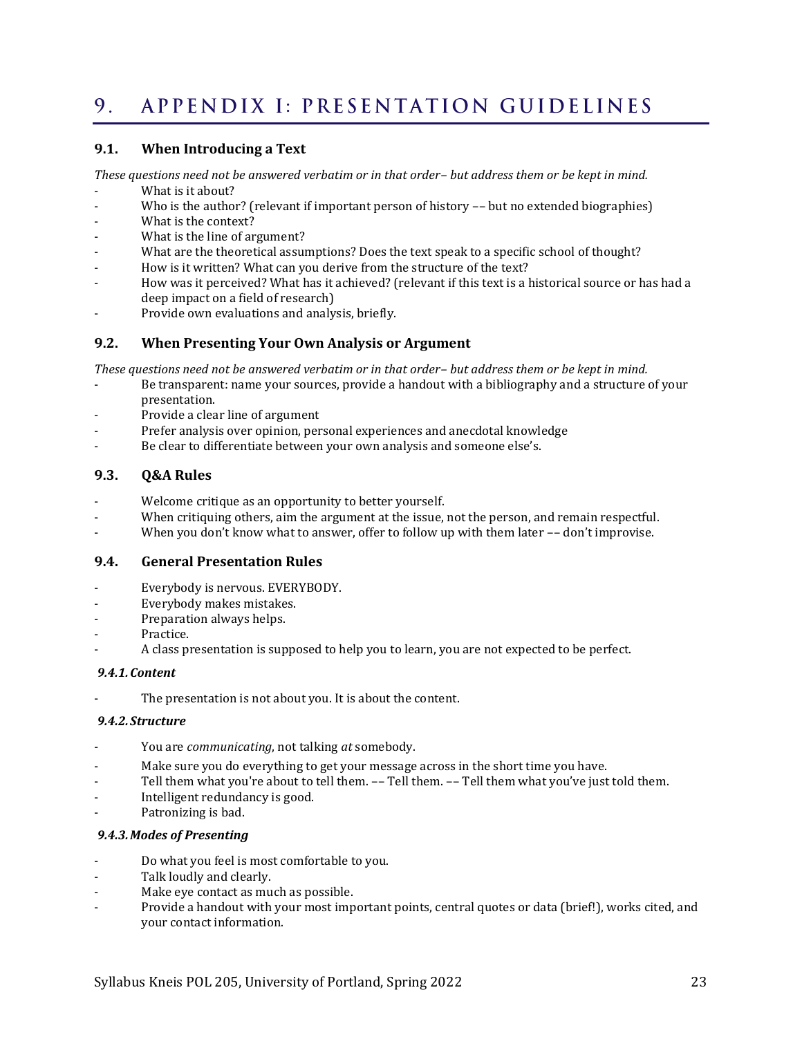# 9. APPENDIX I: PRESENTATION GUIDELINES

## 9.1. When Introducing a Text

*These questions need not be answered verbatim or in that order– but address them or be kept in mind.*

- What is it about?
- Who is the author? (relevant if important person of history –– but no extended biographies)
- What is the context?
- What is the line of argument?
- What are the theoretical assumptions? Does the text speak to a specific school of thought?
- How is it written? What can you derive from the structure of the text?
- How was it perceived? What has it achieved? (relevant if this text is a historical source or has had a deep impact on a field of research)
- Provide own evaluations and analysis, briefly.

## 9.2. When Presenting Your Own Analysis or Argument

*These questions need not be answered verbatim or in that order– but address them or be kept in mind.*

- Be transparent: name your sources, provide a handout with a bibliography and a structure of your presentation.
- Provide a clear line of argument
- Prefer analysis over opinion, personal experiences and anecdotal knowledge
- Be clear to differentiate between your own analysis and someone else's.

## 9.3. Q&A Rules

- Welcome critique as an opportunity to better yourself.
- When critiquing others, aim the argument at the issue, not the person, and remain respectful.
- When you don't know what to answer, offer to follow up with them later –– don't improvise.

## 9.4. General Presentation Rules

- Everybody is nervous. EVERYBODY.
- Everybody makes mistakes.
- Preparation always helps.
- Practice.
- A class presentation is supposed to help you to learn, you are not expected to be perfect.

### *9.4.1. Content*

- The presentation is not about you. It is about the content.

### *9.4.2. Structure*

- You are *communicating*, not talking *at* somebody.
- Make sure you do everything to get your message across in the short time you have.
- Tell them what you're about to tell them. –– Tell them. –– Tell them what you've just told them.
- Intelligent redundancy is good.
- Patronizing is bad.

### *9.4.3. Modes of Presenting*

- Do what you feel is most comfortable to you.
- Talk loudly and clearly.
- Make eye contact as much as possible.
- Provide a handout with your most important points, central quotes or data (brief!), works cited, and your contact information.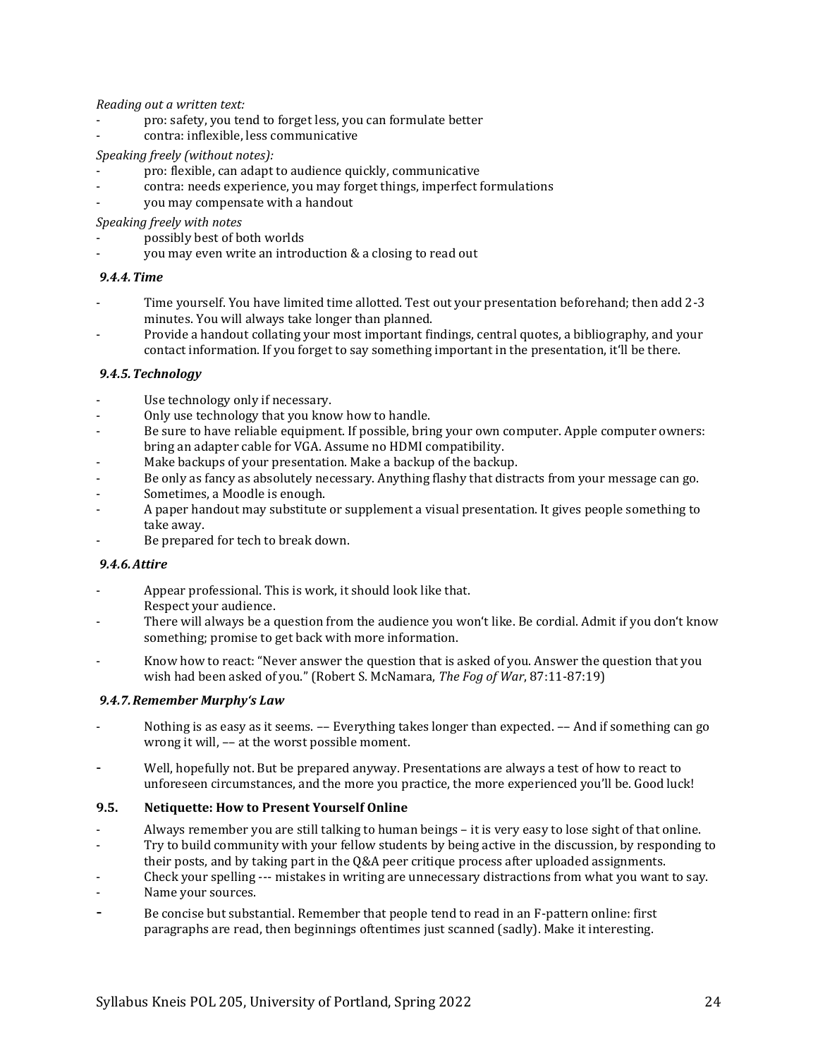*Reading out a written text:*

- pro: safety, you tend to forget less, you can formulate better
- contra: inflexible, less communicative

*Speaking freely (without notes):*

- pro: flexible, can adapt to audience quickly, communicative
- contra: needs experience, you may forget things, imperfect formulations
- you may compensate with a handout

*Speaking freely with notes*

- possibly best of both worlds
- you may even write an introduction & a closing to read out

#### *9.4.4. Time*

- Time yourself. You have limited time allotted. Test out your presentation beforehand; then add 2-3 minutes. You will always take longer than planned.
- Provide a handout collating your most important findings, central quotes, a bibliography, and your contact information. If you forget to say something important in the presentation, it'll be there.

#### *9.4.5. Technology*

- Use technology only if necessary.
- Only use technology that you know how to handle.
- Be sure to have reliable equipment. If possible, bring your own computer. Apple computer owners: bring an adapter cable for VGA. Assume no HDMI compatibility.
- Make backups of your presentation. Make a backup of the backup.
- Be only as fancy as absolutely necessary. Anything flashy that distracts from your message can go.
- Sometimes, a Moodle is enough.
- A paper handout may substitute or supplement a visual presentation. It gives people something to take away.
- Be prepared for tech to break down.

#### *9.4.6. Attire*

- Appear professional. This is work, it should look like that.
  Respect your audience.
- There will always be a question from the audience you won't like. Be cordial. Admit if you don't know something; promise to get back with more information.
- Know how to react: "Never answer the question that is asked of you. Answer the question that you wish had been asked of you." (Robert S. McNamara, *The Fog of War*, 87:11-87:19)

#### *9.4.7. Remember Murphy's Law*

- Nothing is as easy as it seems. –– Everything takes longer than expected. –– And if something can go wrong it will, –– at the worst possible moment.
- Well, hopefully not. But be prepared anyway. Presentations are always a test of how to react to unforeseen circumstances, and the more you practice, the more experienced you'll be. Good luck!

### 9.5. Netiquette: How to Present Yourself Online

- Always remember you are still talking to human beings – it is very easy to lose sight of that online.
- Try to build community with your fellow students by being active in the discussion, by responding to their posts, and by taking part in the Q&A peer critique process after uploaded assignments.
- Check your spelling --- mistakes in writing are unnecessary distractions from what you want to say.
- Name your sources.
- Be concise but substantial. Remember that people tend to read in an F-pattern online: first paragraphs are read, then beginnings oftentimes just scanned (sadly). Make it interesting.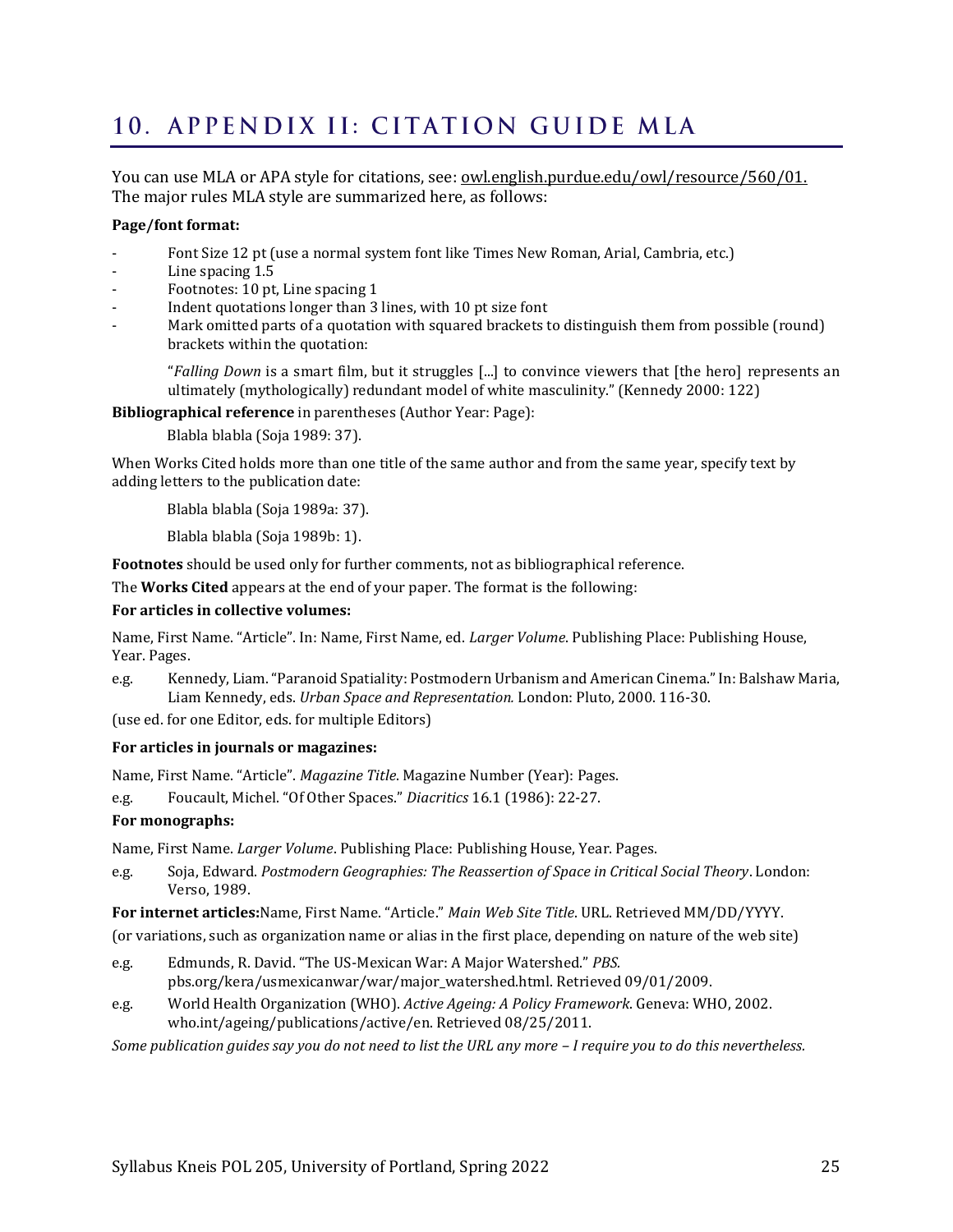# 10. APPENDIX II: CITATION GUIDE MLA

You can use MLA or APA style for citations, see: owl.english.purdue.edu/owl/resource/560/01. The major rules MLA style are summarized here, as follows:

**Page/font format:**

- Font Size 12 pt (use a normal system font like Times New Roman, Arial, Cambria, etc.)
- Line spacing 1.5
- Footnotes: 10 pt, Line spacing 1
- Indent quotations longer than 3 lines, with 10 pt size font
- Mark omitted parts of a quotation with squared brackets to distinguish them from possible (round) brackets within the quotation:

> "*Falling Down* is a smart film, but it struggles [...] to convince viewers that [the hero] represents an ultimately (mythologically) redundant model of white masculinity." (Kennedy 2000: 122)

**Bibliographical reference** in parentheses (Author Year: Page):

> Blabla blabla (Soja 1989: 37).

When Works Cited holds more than one title of the same author and from the same year, specify text by adding letters to the publication date:

> Blabla blabla (Soja 1989a: 37).
>
> Blabla blabla (Soja 1989b: 1).

**Footnotes** should be used only for further comments, not as bibliographical reference.

The **Works Cited** appears at the end of your paper. The format is the following:

**For articles in collective volumes:**

Name, First Name. "Article". In: Name, First Name, ed. *Larger Volume*. Publishing Place: Publishing House, Year. Pages.

e.g. Kennedy, Liam. "Paranoid Spatiality: Postmodern Urbanism and American Cinema." In: Balshaw Maria, Liam Kennedy, eds. *Urban Space and Representation.* London: Pluto, 2000. 116-30.

(use ed. for one Editor, eds. for multiple Editors)

**For articles in journals or magazines:**

Name, First Name. "Article". *Magazine Title*. Magazine Number (Year): Pages.

e.g. Foucault, Michel. "Of Other Spaces." *Diacritics* 16.1 (1986): 22-27.

**For monographs:**

Name, First Name. *Larger Volume*. Publishing Place: Publishing House, Year. Pages.

e.g. Soja, Edward. *Postmodern Geographies: The Reassertion of Space in Critical Social Theory*. London: Verso, 1989.

**For internet articles:**Name, First Name. "Article." *Main Web Site Title*. URL. Retrieved MM/DD/YYYY.

(or variations, such as organization name or alias in the first place, depending on nature of the web site)

e.g. Edmunds, R. David. "The US-Mexican War: A Major Watershed." *PBS*. pbs.org/kera/usmexicanwar/war/major_watershed.html. Retrieved 09/01/2009.

e.g. World Health Organization (WHO). *Active Ageing: A Policy Framework*. Geneva: WHO, 2002. who.int/ageing/publications/active/en. Retrieved 08/25/2011.

*Some publication guides say you do not need to list the URL any more – I require you to do this nevertheless.*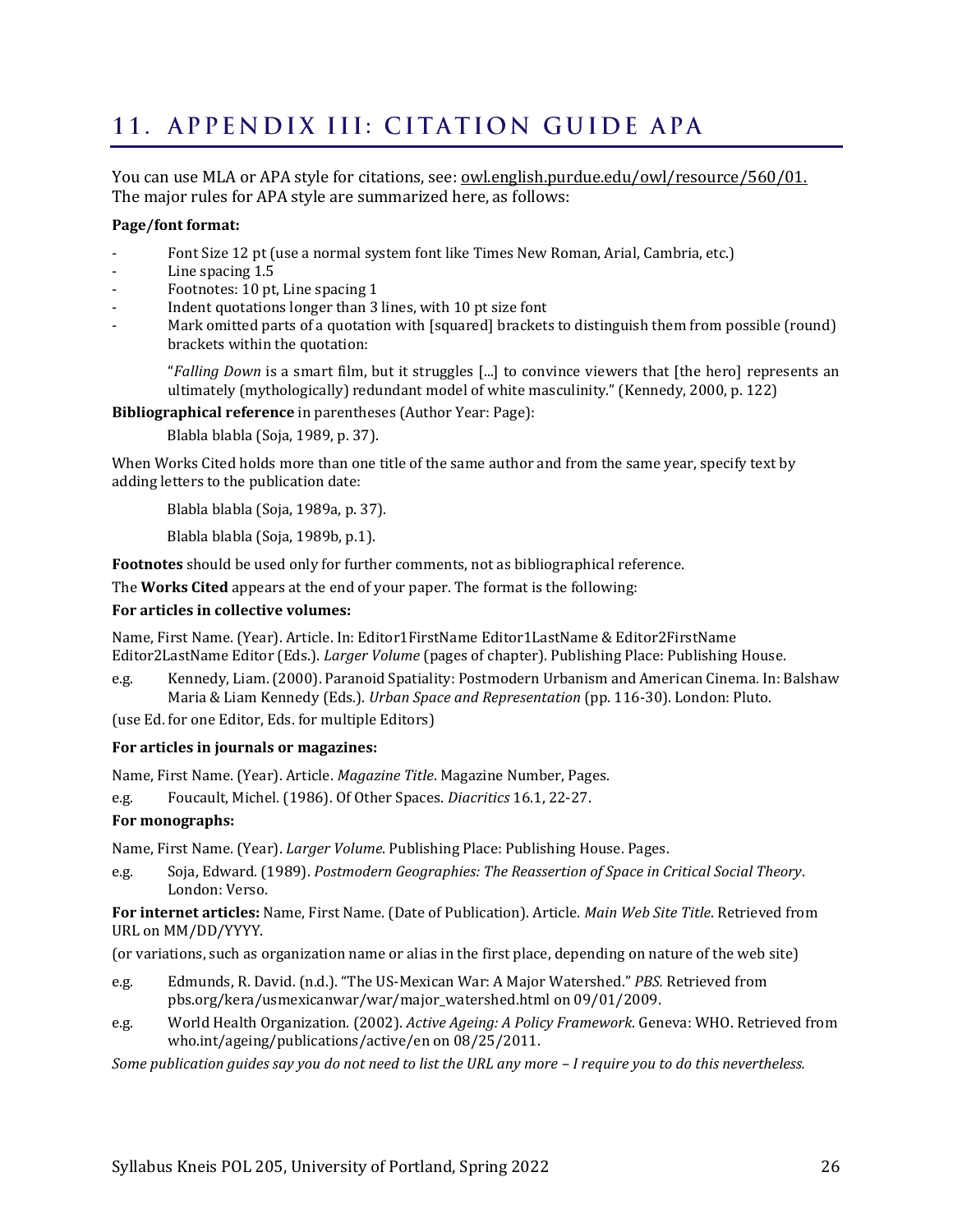# 11. APPENDIX III: CITATION GUIDE APA

You can use MLA or APA style for citations, see: owl.english.purdue.edu/owl/resource/560/01. The major rules for APA style are summarized here, as follows:

**Page/font format:**

- Font Size 12 pt (use a normal system font like Times New Roman, Arial, Cambria, etc.)
- Line spacing 1.5
- Footnotes: 10 pt, Line spacing 1
- Indent quotations longer than 3 lines, with 10 pt size font
- Mark omitted parts of a quotation with [squared] brackets to distinguish them from possible (round) brackets within the quotation:

> "*Falling Down* is a smart film, but it struggles [...] to convince viewers that [the hero] represents an ultimately (mythologically) redundant model of white masculinity." (Kennedy, 2000, p. 122)

**Bibliographical reference** in parentheses (Author Year: Page):

> Blabla blabla (Soja, 1989, p. 37).

When Works Cited holds more than one title of the same author and from the same year, specify text by adding letters to the publication date:

> Blabla blabla (Soja, 1989a, p. 37).
>
> Blabla blabla (Soja, 1989b, p.1).

**Footnotes** should be used only for further comments, not as bibliographical reference.

The **Works Cited** appears at the end of your paper. The format is the following:

**For articles in collective volumes:**

Name, First Name. (Year). Article. In: Editor1FirstName Editor1LastName & Editor2FirstName Editor2LastName Editor (Eds.). *Larger Volume* (pages of chapter). Publishing Place: Publishing House.

e.g. Kennedy, Liam. (2000). Paranoid Spatiality: Postmodern Urbanism and American Cinema. In: Balshaw Maria & Liam Kennedy (Eds.). *Urban Space and Representation* (pp. 116-30). London: Pluto.

(use Ed. for one Editor, Eds. for multiple Editors)

**For articles in journals or magazines:**

Name, First Name. (Year). Article. *Magazine Title*. Magazine Number, Pages.

e.g. Foucault, Michel. (1986). Of Other Spaces. *Diacritics* 16.1, 22-27.

**For monographs:**

Name, First Name. (Year). *Larger Volume*. Publishing Place: Publishing House. Pages.

e.g. Soja, Edward. (1989). *Postmodern Geographies: The Reassertion of Space in Critical Social Theory*. London: Verso.

**For internet articles:** Name, First Name. (Date of Publication). Article. *Main Web Site Title*. Retrieved from URL on MM/DD/YYYY.

(or variations, such as organization name or alias in the first place, depending on nature of the web site)

e.g. Edmunds, R. David. (n.d.). "The US-Mexican War: A Major Watershed." *PBS.* Retrieved from pbs.org/kera/usmexicanwar/war/major_watershed.html on 09/01/2009.

e.g. World Health Organization. (2002). *Active Ageing: A Policy Framework*. Geneva: WHO. Retrieved from who.int/ageing/publications/active/en on 08/25/2011.

*Some publication guides say you do not need to list the URL any more – I require you to do this nevertheless.*